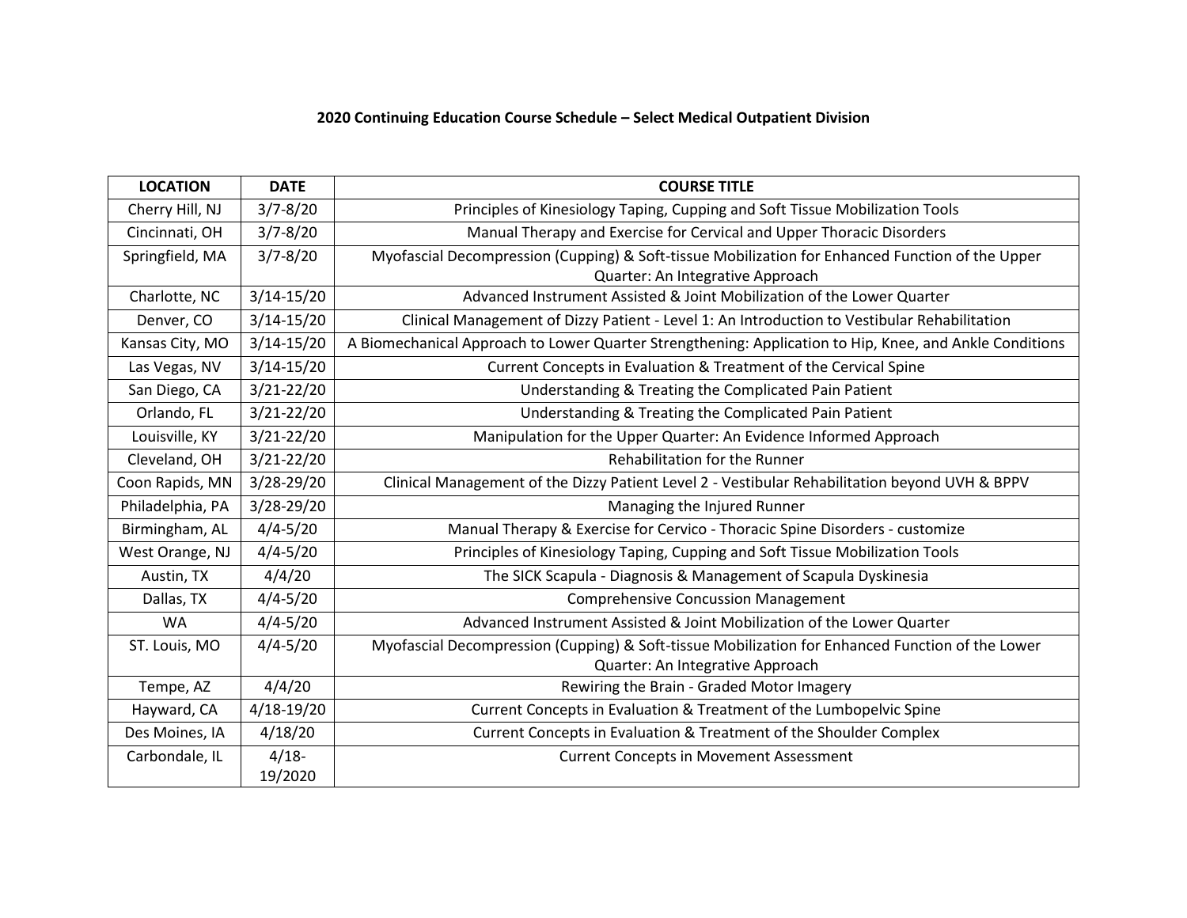**2020 Continuing Education Course Schedule – Select Medical Outpatient Division**

| LOCATION | DATE | COURSE TITLE |
|---|---|---|
| Cherry Hill, NJ | 3/7-8/20 | Principles of Kinesiology Taping, Cupping and Soft Tissue Mobilization Tools |
| Cincinnati, OH | 3/7-8/20 | Manual Therapy and Exercise for Cervical and Upper Thoracic Disorders |
| Springfield, MA | 3/7-8/20 | Myofascial Decompression (Cupping) & Soft-tissue Mobilization for Enhanced Function of the Upper Quarter: An Integrative Approach |
| Charlotte, NC | 3/14-15/20 | Advanced Instrument Assisted & Joint Mobilization of the Lower Quarter |
| Denver, CO | 3/14-15/20 | Clinical Management of Dizzy Patient - Level 1: An Introduction to Vestibular Rehabilitation |
| Kansas City, MO | 3/14-15/20 | A Biomechanical Approach to Lower Quarter Strengthening: Application to Hip, Knee, and Ankle Conditions |
| Las Vegas, NV | 3/14-15/20 | Current Concepts in Evaluation & Treatment of the Cervical Spine |
| San Diego, CA | 3/21-22/20 | Understanding & Treating the Complicated Pain Patient |
| Orlando, FL | 3/21-22/20 | Understanding & Treating the Complicated Pain Patient |
| Louisville, KY | 3/21-22/20 | Manipulation for the Upper Quarter: An Evidence Informed Approach |
| Cleveland, OH | 3/21-22/20 | Rehabilitation for the Runner |
| Coon Rapids, MN | 3/28-29/20 | Clinical Management of the Dizzy Patient Level 2 - Vestibular Rehabilitation beyond UVH & BPPV |
| Philadelphia, PA | 3/28-29/20 | Managing the Injured Runner |
| Birmingham, AL | 4/4-5/20 | Manual Therapy & Exercise for Cervico - Thoracic Spine Disorders - customize |
| West Orange, NJ | 4/4-5/20 | Principles of Kinesiology Taping, Cupping and Soft Tissue Mobilization Tools |
| Austin, TX | 4/4/20 | The SICK Scapula - Diagnosis & Management of Scapula Dyskinesia |
| Dallas, TX | 4/4-5/20 | Comprehensive Concussion Management |
| WA | 4/4-5/20 | Advanced Instrument Assisted & Joint Mobilization of the Lower Quarter |
| ST. Louis, MO | 4/4-5/20 | Myofascial Decompression (Cupping) & Soft-tissue Mobilization for Enhanced Function of the Lower Quarter: An Integrative Approach |
| Tempe, AZ | 4/4/20 | Rewiring the Brain - Graded Motor Imagery |
| Hayward, CA | 4/18-19/20 | Current Concepts in Evaluation & Treatment of the Lumbopelvic Spine |
| Des Moines, IA | 4/18/20 | Current Concepts in Evaluation & Treatment of the Shoulder Complex |
| Carbondale, IL | 4/18-19/2020 | Current Concepts in Movement Assessment |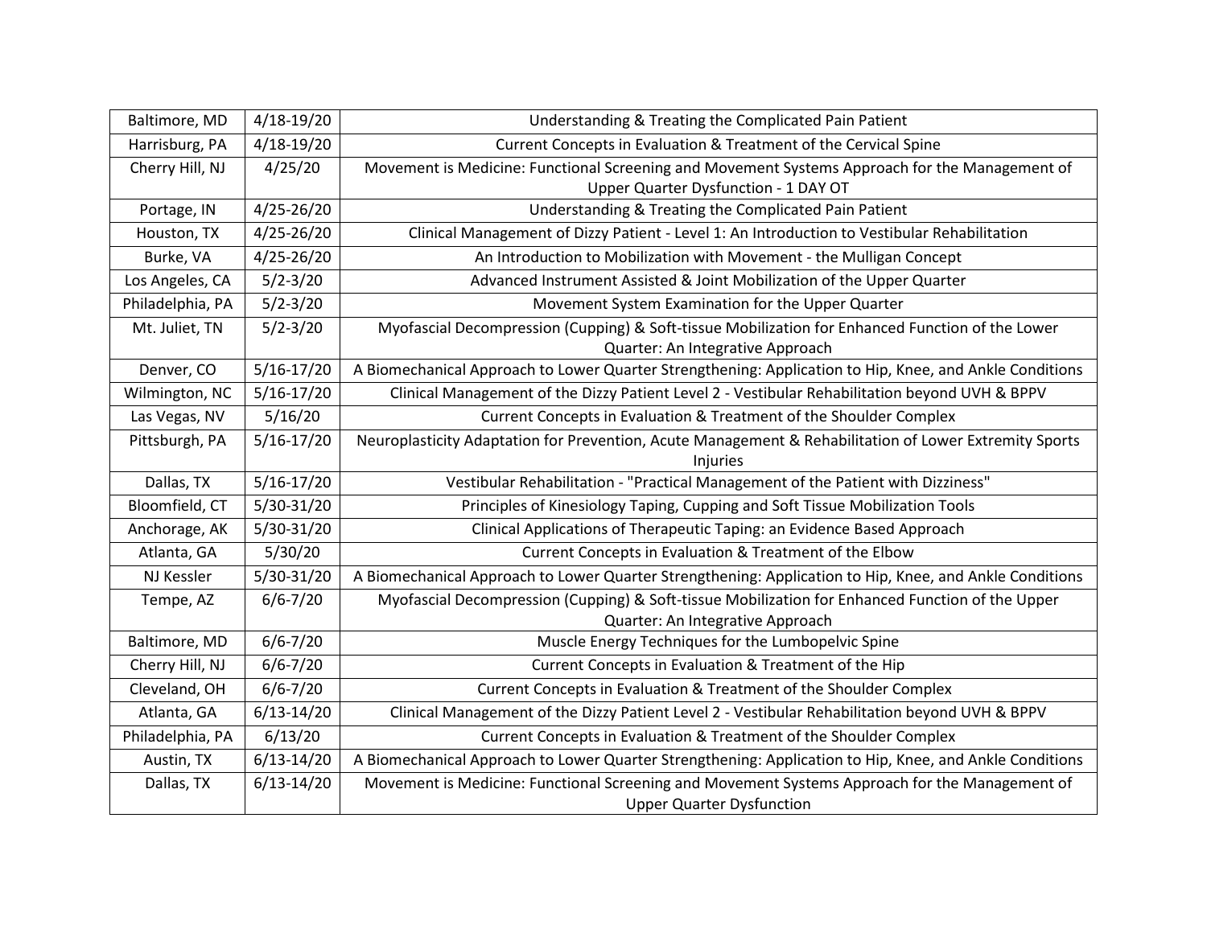| Baltimore, MD | 4/18-19/20 | Understanding & Treating the Complicated Pain Patient |
|---|---|---|
| Harrisburg, PA | 4/18-19/20 | Current Concepts in Evaluation & Treatment of the Cervical Spine |
| Cherry Hill, NJ | 4/25/20 | Movement is Medicine: Functional Screening and Movement Systems Approach for the Management of Upper Quarter Dysfunction - 1 DAY OT |
| Portage, IN | 4/25-26/20 | Understanding & Treating the Complicated Pain Patient |
| Houston, TX | 4/25-26/20 | Clinical Management of Dizzy Patient - Level 1: An Introduction to Vestibular Rehabilitation |
| Burke, VA | 4/25-26/20 | An Introduction to Mobilization with Movement - the Mulligan Concept |
| Los Angeles, CA | 5/2-3/20 | Advanced Instrument Assisted & Joint Mobilization of the Upper Quarter |
| Philadelphia, PA | 5/2-3/20 | Movement System Examination for the Upper Quarter |
| Mt. Juliet, TN | 5/2-3/20 | Myofascial Decompression (Cupping) & Soft-tissue Mobilization for Enhanced Function of the Lower Quarter: An Integrative Approach |
| Denver, CO | 5/16-17/20 | A Biomechanical Approach to Lower Quarter Strengthening: Application to Hip, Knee, and Ankle Conditions |
| Wilmington, NC | 5/16-17/20 | Clinical Management of the Dizzy Patient Level 2 - Vestibular Rehabilitation beyond UVH & BPPV |
| Las Vegas, NV | 5/16/20 | Current Concepts in Evaluation & Treatment of the Shoulder Complex |
| Pittsburgh, PA | 5/16-17/20 | Neuroplasticity Adaptation for Prevention, Acute Management & Rehabilitation of Lower Extremity Sports Injuries |
| Dallas, TX | 5/16-17/20 | Vestibular Rehabilitation - "Practical Management of the Patient with Dizziness" |
| Bloomfield, CT | 5/30-31/20 | Principles of Kinesiology Taping, Cupping and Soft Tissue Mobilization Tools |
| Anchorage, AK | 5/30-31/20 | Clinical Applications of Therapeutic Taping: an Evidence Based Approach |
| Atlanta, GA | 5/30/20 | Current Concepts in Evaluation & Treatment of the Elbow |
| NJ Kessler | 5/30-31/20 | A Biomechanical Approach to Lower Quarter Strengthening: Application to Hip, Knee, and Ankle Conditions |
| Tempe, AZ | 6/6-7/20 | Myofascial Decompression (Cupping) & Soft-tissue Mobilization for Enhanced Function of the Upper Quarter: An Integrative Approach |
| Baltimore, MD | 6/6-7/20 | Muscle Energy Techniques for the Lumbopelvic Spine |
| Cherry Hill, NJ | 6/6-7/20 | Current Concepts in Evaluation & Treatment of the Hip |
| Cleveland, OH | 6/6-7/20 | Current Concepts in Evaluation & Treatment of the Shoulder Complex |
| Atlanta, GA | 6/13-14/20 | Clinical Management of the Dizzy Patient Level 2 - Vestibular Rehabilitation beyond UVH & BPPV |
| Philadelphia, PA | 6/13/20 | Current Concepts in Evaluation & Treatment of the Shoulder Complex |
| Austin, TX | 6/13-14/20 | A Biomechanical Approach to Lower Quarter Strengthening: Application to Hip, Knee, and Ankle Conditions |
| Dallas, TX | 6/13-14/20 | Movement is Medicine: Functional Screening and Movement Systems Approach for the Management of Upper Quarter Dysfunction |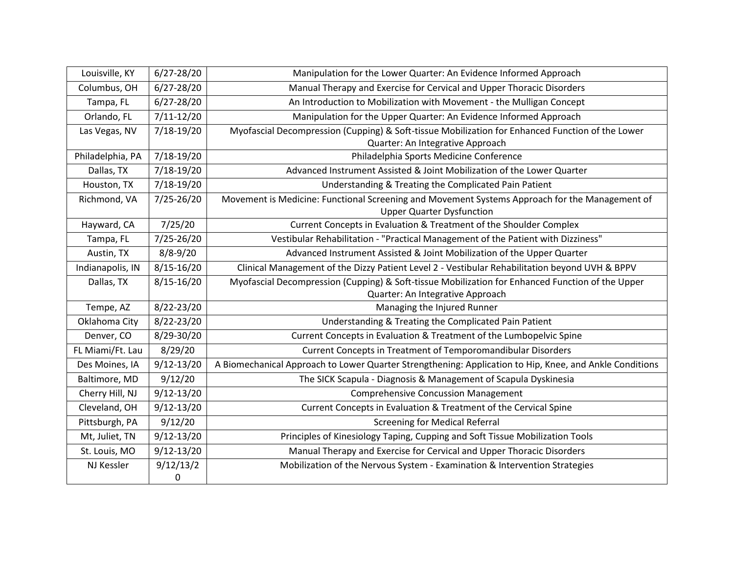| Louisville, KY | 6/27-28/20 | Manipulation for the Lower Quarter: An Evidence Informed Approach |
|---|---|---|
| Columbus, OH | 6/27-28/20 | Manual Therapy and Exercise for Cervical and Upper Thoracic Disorders |
| Tampa, FL | 6/27-28/20 | An Introduction to Mobilization with Movement - the Mulligan Concept |
| Orlando, FL | 7/11-12/20 | Manipulation for the Upper Quarter: An Evidence Informed Approach |
| Las Vegas, NV | 7/18-19/20 | Myofascial Decompression (Cupping) & Soft-tissue Mobilization for Enhanced Function of the Lower Quarter: An Integrative Approach |
| Philadelphia, PA | 7/18-19/20 | Philadelphia Sports Medicine Conference |
| Dallas, TX | 7/18-19/20 | Advanced Instrument Assisted & Joint Mobilization of the Lower Quarter |
| Houston, TX | 7/18-19/20 | Understanding & Treating the Complicated Pain Patient |
| Richmond, VA | 7/25-26/20 | Movement is Medicine: Functional Screening and Movement Systems Approach for the Management of Upper Quarter Dysfunction |
| Hayward, CA | 7/25/20 | Current Concepts in Evaluation & Treatment of the Shoulder Complex |
| Tampa, FL | 7/25-26/20 | Vestibular Rehabilitation - "Practical Management of the Patient with Dizziness" |
| Austin, TX | 8/8-9/20 | Advanced Instrument Assisted & Joint Mobilization of the Upper Quarter |
| Indianapolis, IN | 8/15-16/20 | Clinical Management of the Dizzy Patient Level 2 - Vestibular Rehabilitation beyond UVH & BPPV |
| Dallas, TX | 8/15-16/20 | Myofascial Decompression (Cupping) & Soft-tissue Mobilization for Enhanced Function of the Upper Quarter: An Integrative Approach |
| Tempe, AZ | 8/22-23/20 | Managing the Injured Runner |
| Oklahoma City | 8/22-23/20 | Understanding & Treating the Complicated Pain Patient |
| Denver, CO | 8/29-30/20 | Current Concepts in Evaluation & Treatment of the Lumbopelvic Spine |
| FL Miami/Ft. Lau | 8/29/20 | Current Concepts in Treatment of Temporomandibular Disorders |
| Des Moines, IA | 9/12-13/20 | A Biomechanical Approach to Lower Quarter Strengthening: Application to Hip, Knee, and Ankle Conditions |
| Baltimore, MD | 9/12/20 | The SICK Scapula - Diagnosis & Management of Scapula Dyskinesia |
| Cherry Hill, NJ | 9/12-13/20 | Comprehensive Concussion Management |
| Cleveland, OH | 9/12-13/20 | Current Concepts in Evaluation & Treatment of the Cervical Spine |
| Pittsburgh, PA | 9/12/20 | Screening for Medical Referral |
| Mt, Juliet, TN | 9/12-13/20 | Principles of Kinesiology Taping, Cupping and Soft Tissue Mobilization Tools |
| St. Louis, MO | 9/12-13/20 | Manual Therapy and Exercise for Cervical and Upper Thoracic Disorders |
| NJ Kessler | 9/12/13/20 | Mobilization of the Nervous System - Examination & Intervention Strategies |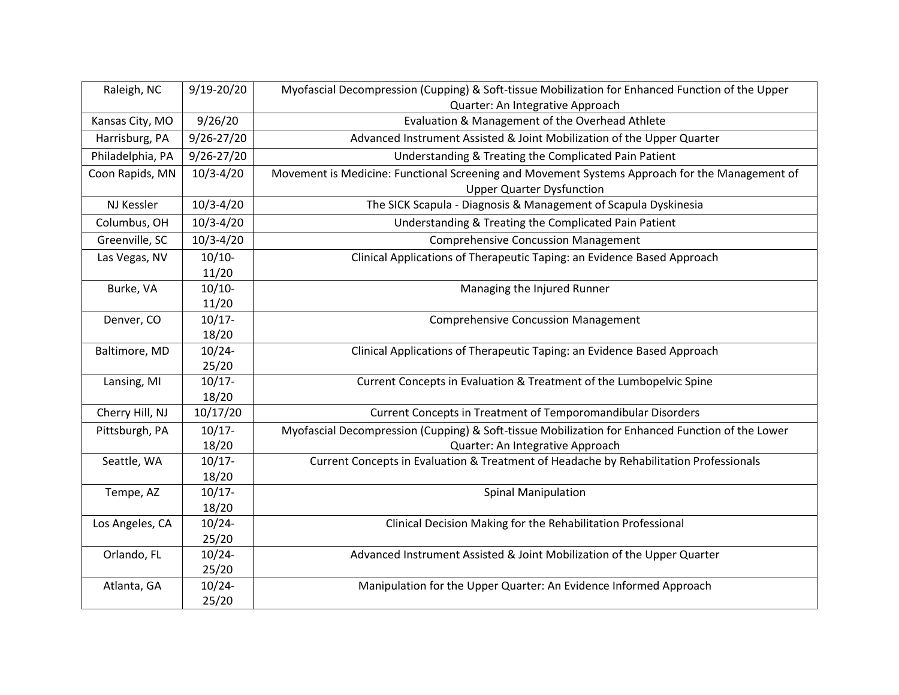| Raleigh, NC | 9/19-20/20 | Myofascial Decompression (Cupping) & Soft-tissue Mobilization for Enhanced Function of the Upper Quarter: An Integrative Approach |
|---|---|---|
| Kansas City, MO | 9/26/20 | Evaluation & Management of the Overhead Athlete |
| Harrisburg, PA | 9/26-27/20 | Advanced Instrument Assisted & Joint Mobilization of the Upper Quarter |
| Philadelphia, PA | 9/26-27/20 | Understanding & Treating the Complicated Pain Patient |
| Coon Rapids, MN | 10/3-4/20 | Movement is Medicine: Functional Screening and Movement Systems Approach for the Management of Upper Quarter Dysfunction |
| NJ Kessler | 10/3-4/20 | The SICK Scapula - Diagnosis & Management of Scapula Dyskinesia |
| Columbus, OH | 10/3-4/20 | Understanding & Treating the Complicated Pain Patient |
| Greenville, SC | 10/3-4/20 | Comprehensive Concussion Management |
| Las Vegas, NV | 10/10-11/20 | Clinical Applications of Therapeutic Taping: an Evidence Based Approach |
| Burke, VA | 10/10-11/20 | Managing the Injured Runner |
| Denver, CO | 10/17-18/20 | Comprehensive Concussion Management |
| Baltimore, MD | 10/24-25/20 | Clinical Applications of Therapeutic Taping: an Evidence Based Approach |
| Lansing, MI | 10/17-18/20 | Current Concepts in Evaluation & Treatment of the Lumbopelvic Spine |
| Cherry Hill, NJ | 10/17/20 | Current Concepts in Treatment of Temporomandibular Disorders |
| Pittsburgh, PA | 10/17-18/20 | Myofascial Decompression (Cupping) & Soft-tissue Mobilization for Enhanced Function of the Lower Quarter: An Integrative Approach |
| Seattle, WA | 10/17-18/20 | Current Concepts in Evaluation & Treatment of Headache by Rehabilitation Professionals |
| Tempe, AZ | 10/17-18/20 | Spinal Manipulation |
| Los Angeles, CA | 10/24-25/20 | Clinical Decision Making for the Rehabilitation Professional |
| Orlando, FL | 10/24-25/20 | Advanced Instrument Assisted & Joint Mobilization of the Upper Quarter |
| Atlanta, GA | 10/24-25/20 | Manipulation for the Upper Quarter: An Evidence Informed Approach |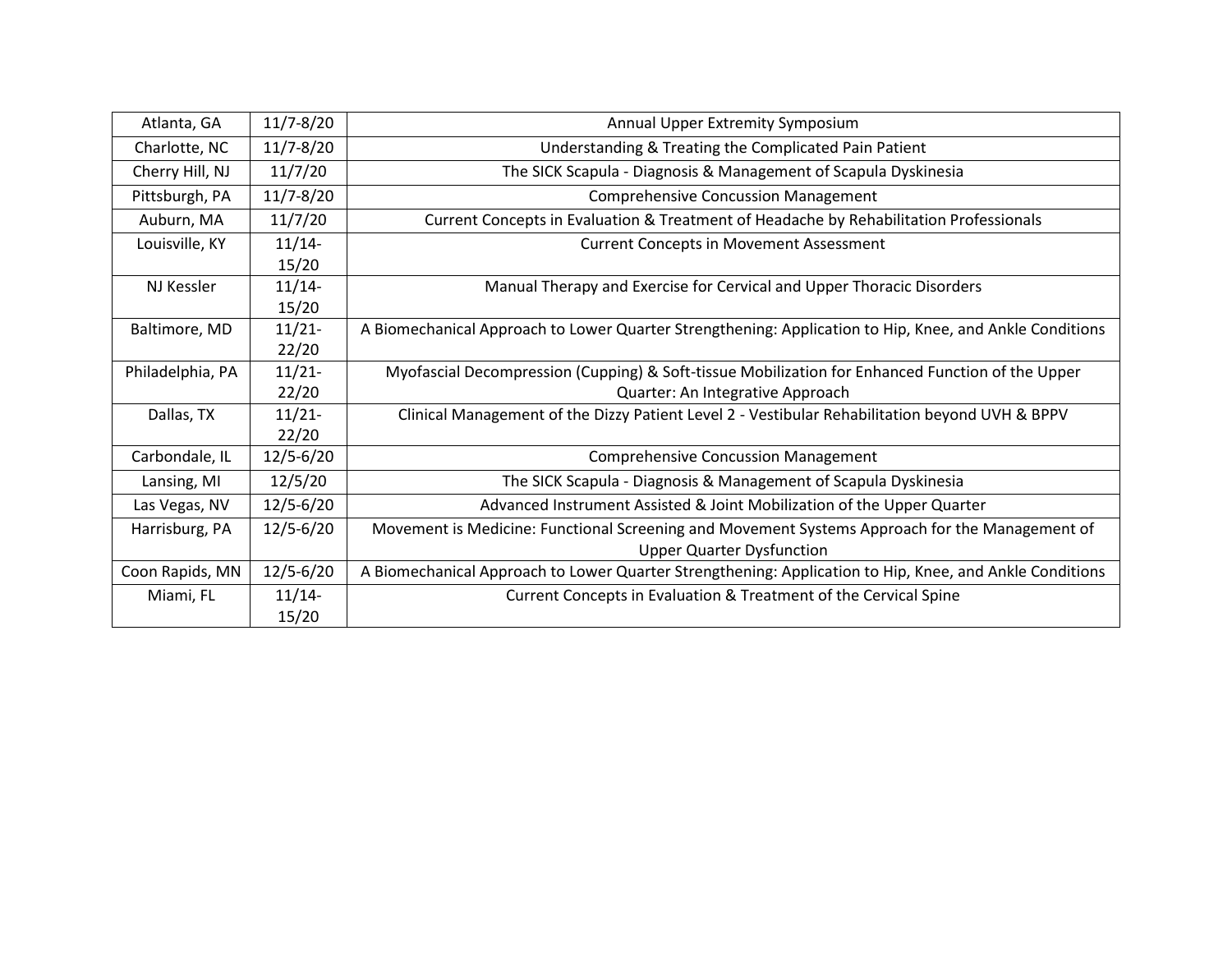| Atlanta, GA | 11/7-8/20 | Annual Upper Extremity Symposium |
|---|---|---|
| Charlotte, NC | 11/7-8/20 | Understanding & Treating the Complicated Pain Patient |
| Cherry Hill, NJ | 11/7/20 | The SICK Scapula - Diagnosis & Management of Scapula Dyskinesia |
| Pittsburgh, PA | 11/7-8/20 | Comprehensive Concussion Management |
| Auburn, MA | 11/7/20 | Current Concepts in Evaluation & Treatment of Headache by Rehabilitation Professionals |
| Louisville, KY | 11/14-15/20 | Current Concepts in Movement Assessment |
| NJ Kessler | 11/14-15/20 | Manual Therapy and Exercise for Cervical and Upper Thoracic Disorders |
| Baltimore, MD | 11/21-22/20 | A Biomechanical Approach to Lower Quarter Strengthening: Application to Hip, Knee, and Ankle Conditions |
| Philadelphia, PA | 11/21-22/20 | Myofascial Decompression (Cupping) & Soft-tissue Mobilization for Enhanced Function of the Upper Quarter: An Integrative Approach |
| Dallas, TX | 11/21-22/20 | Clinical Management of the Dizzy Patient Level 2 - Vestibular Rehabilitation beyond UVH & BPPV |
| Carbondale, IL | 12/5-6/20 | Comprehensive Concussion Management |
| Lansing, MI | 12/5/20 | The SICK Scapula - Diagnosis & Management of Scapula Dyskinesia |
| Las Vegas, NV | 12/5-6/20 | Advanced Instrument Assisted & Joint Mobilization of the Upper Quarter |
| Harrisburg, PA | 12/5-6/20 | Movement is Medicine: Functional Screening and Movement Systems Approach for the Management of Upper Quarter Dysfunction |
| Coon Rapids, MN | 12/5-6/20 | A Biomechanical Approach to Lower Quarter Strengthening: Application to Hip, Knee, and Ankle Conditions |
| Miami, FL | 11/14-15/20 | Current Concepts in Evaluation & Treatment of the Cervical Spine |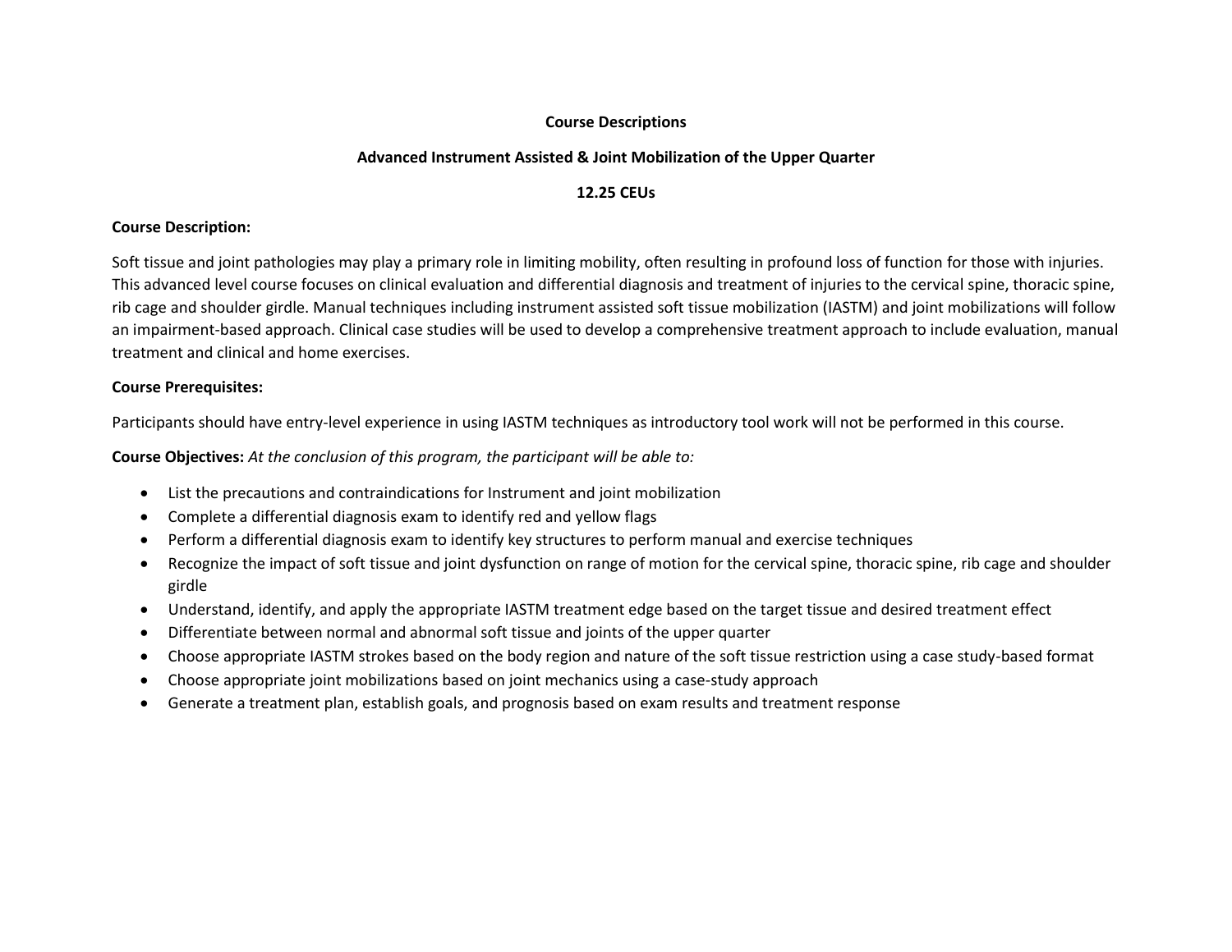## Course Descriptions

## Advanced Instrument Assisted & Joint Mobilization of the Upper Quarter

**12.25 CEUs**

**Course Description:**

Soft tissue and joint pathologies may play a primary role in limiting mobility, often resulting in profound loss of function for those with injuries. This advanced level course focuses on clinical evaluation and differential diagnosis and treatment of injuries to the cervical spine, thoracic spine, rib cage and shoulder girdle. Manual techniques including instrument assisted soft tissue mobilization (IASTM) and joint mobilizations will follow an impairment-based approach. Clinical case studies will be used to develop a comprehensive treatment approach to include evaluation, manual treatment and clinical and home exercises.

**Course Prerequisites:**

Participants should have entry-level experience in using IASTM techniques as introductory tool work will not be performed in this course.

**Course Objectives:** *At the conclusion of this program, the participant will be able to:*

- List the precautions and contraindications for Instrument and joint mobilization
- Complete a differential diagnosis exam to identify red and yellow flags
- Perform a differential diagnosis exam to identify key structures to perform manual and exercise techniques
- Recognize the impact of soft tissue and joint dysfunction on range of motion for the cervical spine, thoracic spine, rib cage and shoulder girdle
- Understand, identify, and apply the appropriate IASTM treatment edge based on the target tissue and desired treatment effect
- Differentiate between normal and abnormal soft tissue and joints of the upper quarter
- Choose appropriate IASTM strokes based on the body region and nature of the soft tissue restriction using a case study-based format
- Choose appropriate joint mobilizations based on joint mechanics using a case-study approach
- Generate a treatment plan, establish goals, and prognosis based on exam results and treatment response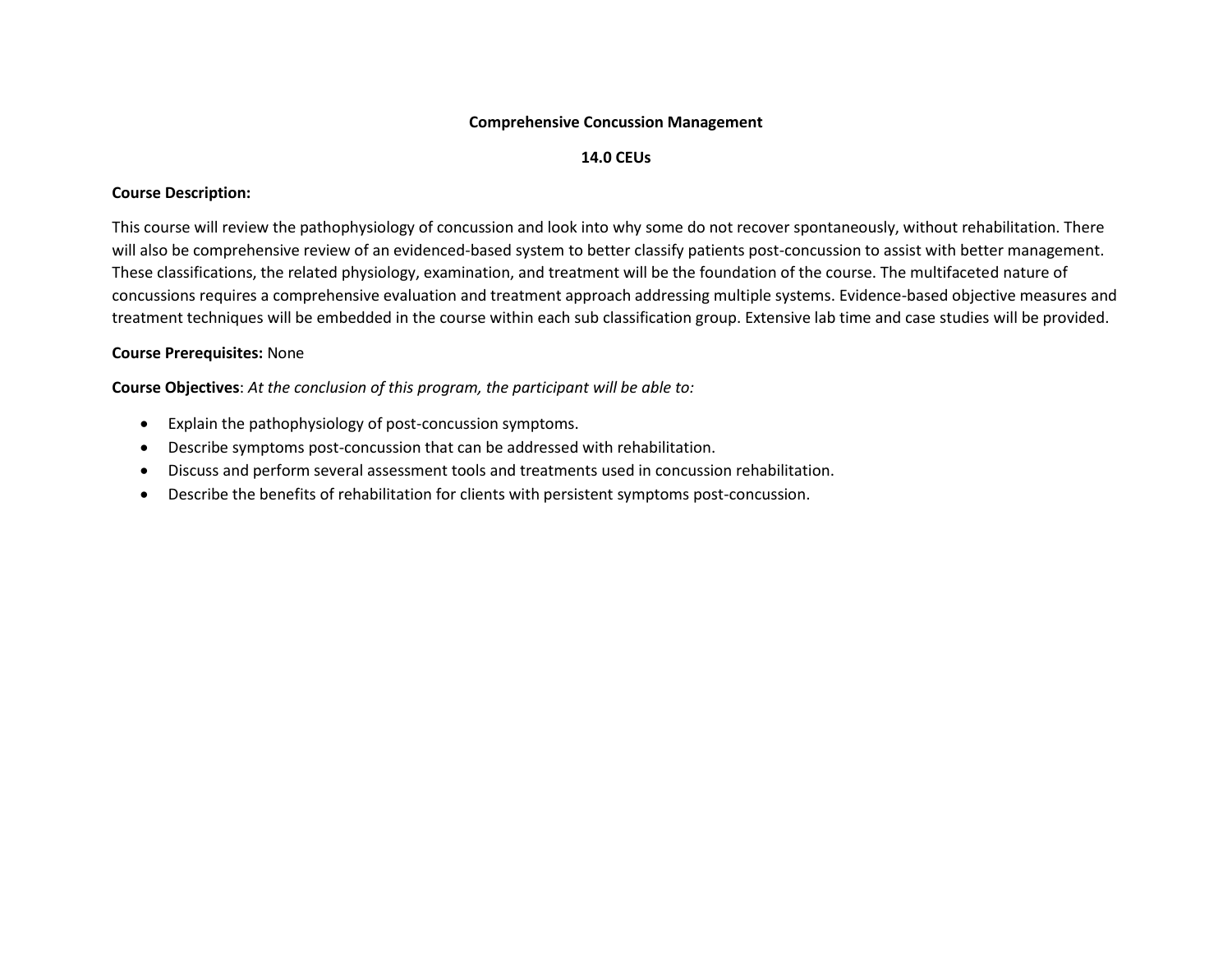**Comprehensive Concussion Management**

**14.0 CEUs**

**Course Description:**

This course will review the pathophysiology of concussion and look into why some do not recover spontaneously, without rehabilitation. There will also be comprehensive review of an evidenced-based system to better classify patients post-concussion to assist with better management. These classifications, the related physiology, examination, and treatment will be the foundation of the course. The multifaceted nature of concussions requires a comprehensive evaluation and treatment approach addressing multiple systems. Evidence-based objective measures and treatment techniques will be embedded in the course within each sub classification group. Extensive lab time and case studies will be provided.

**Course Prerequisites:** None

**Course Objectives**: *At the conclusion of this program, the participant will be able to:*

- Explain the pathophysiology of post-concussion symptoms.
- Describe symptoms post-concussion that can be addressed with rehabilitation.
- Discuss and perform several assessment tools and treatments used in concussion rehabilitation.
- Describe the benefits of rehabilitation for clients with persistent symptoms post-concussion.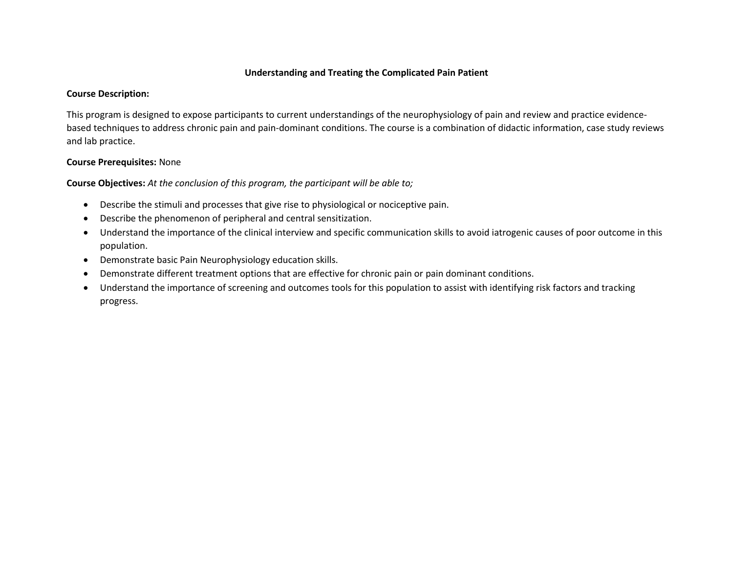# Understanding and Treating the Complicated Pain Patient

**Course Description:**

This program is designed to expose participants to current understandings of the neurophysiology of pain and review and practice evidence-based techniques to address chronic pain and pain-dominant conditions. The course is a combination of didactic information, case study reviews and lab practice.

**Course Prerequisites:** None

**Course Objectives:** *At the conclusion of this program, the participant will be able to;*

- Describe the stimuli and processes that give rise to physiological or nociceptive pain.
- Describe the phenomenon of peripheral and central sensitization.
- Understand the importance of the clinical interview and specific communication skills to avoid iatrogenic causes of poor outcome in this population.
- Demonstrate basic Pain Neurophysiology education skills.
- Demonstrate different treatment options that are effective for chronic pain or pain dominant conditions.
- Understand the importance of screening and outcomes tools for this population to assist with identifying risk factors and tracking progress.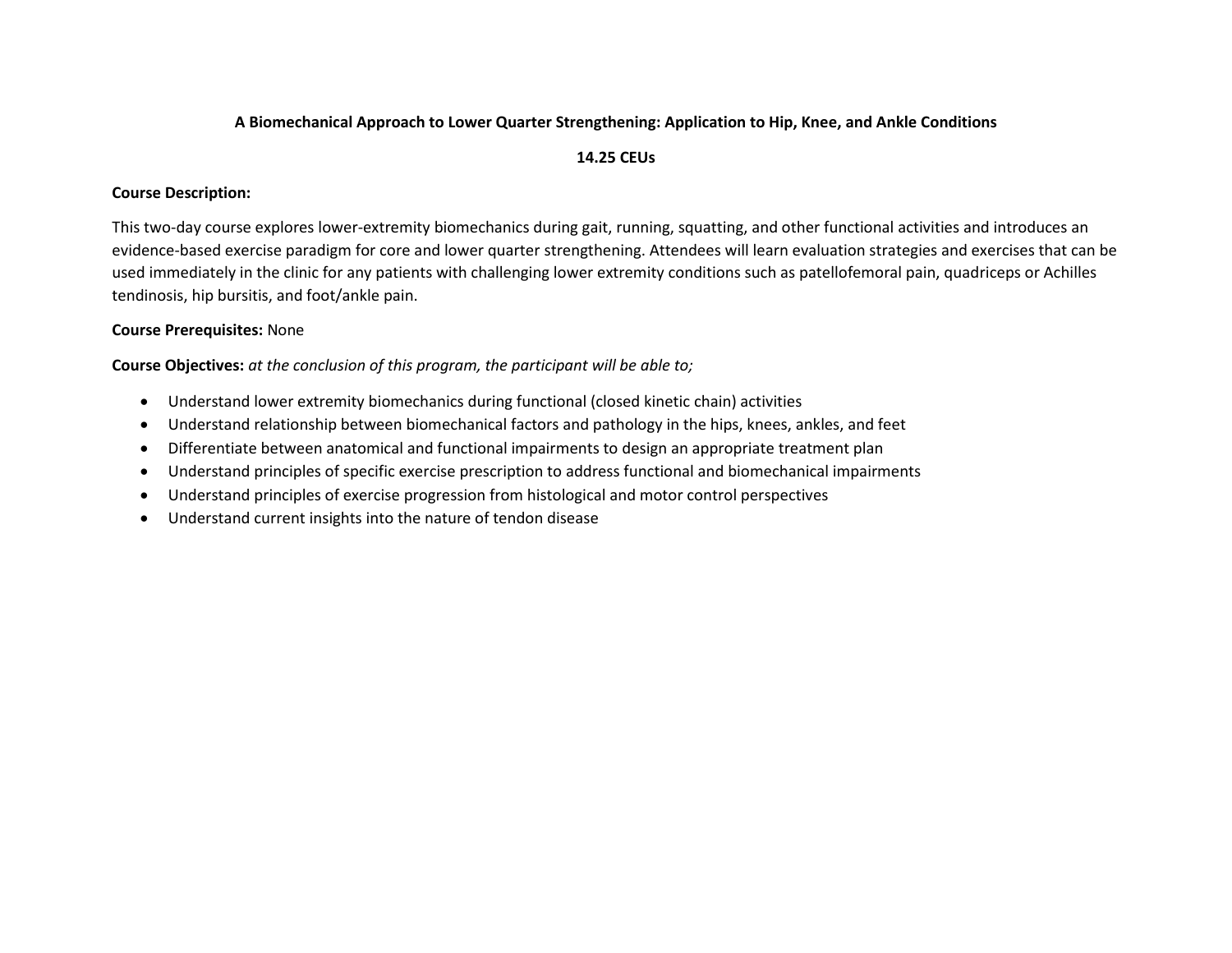**A Biomechanical Approach to Lower Quarter Strengthening: Application to Hip, Knee, and Ankle Conditions**

**14.25 CEUs**

**Course Description:**

This two-day course explores lower-extremity biomechanics during gait, running, squatting, and other functional activities and introduces an evidence-based exercise paradigm for core and lower quarter strengthening. Attendees will learn evaluation strategies and exercises that can be used immediately in the clinic for any patients with challenging lower extremity conditions such as patellofemoral pain, quadriceps or Achilles tendinosis, hip bursitis, and foot/ankle pain.

**Course Prerequisites:** None

**Course Objectives:** *at the conclusion of this program, the participant will be able to;*

- Understand lower extremity biomechanics during functional (closed kinetic chain) activities
- Understand relationship between biomechanical factors and pathology in the hips, knees, ankles, and feet
- Differentiate between anatomical and functional impairments to design an appropriate treatment plan
- Understand principles of specific exercise prescription to address functional and biomechanical impairments
- Understand principles of exercise progression from histological and motor control perspectives
- Understand current insights into the nature of tendon disease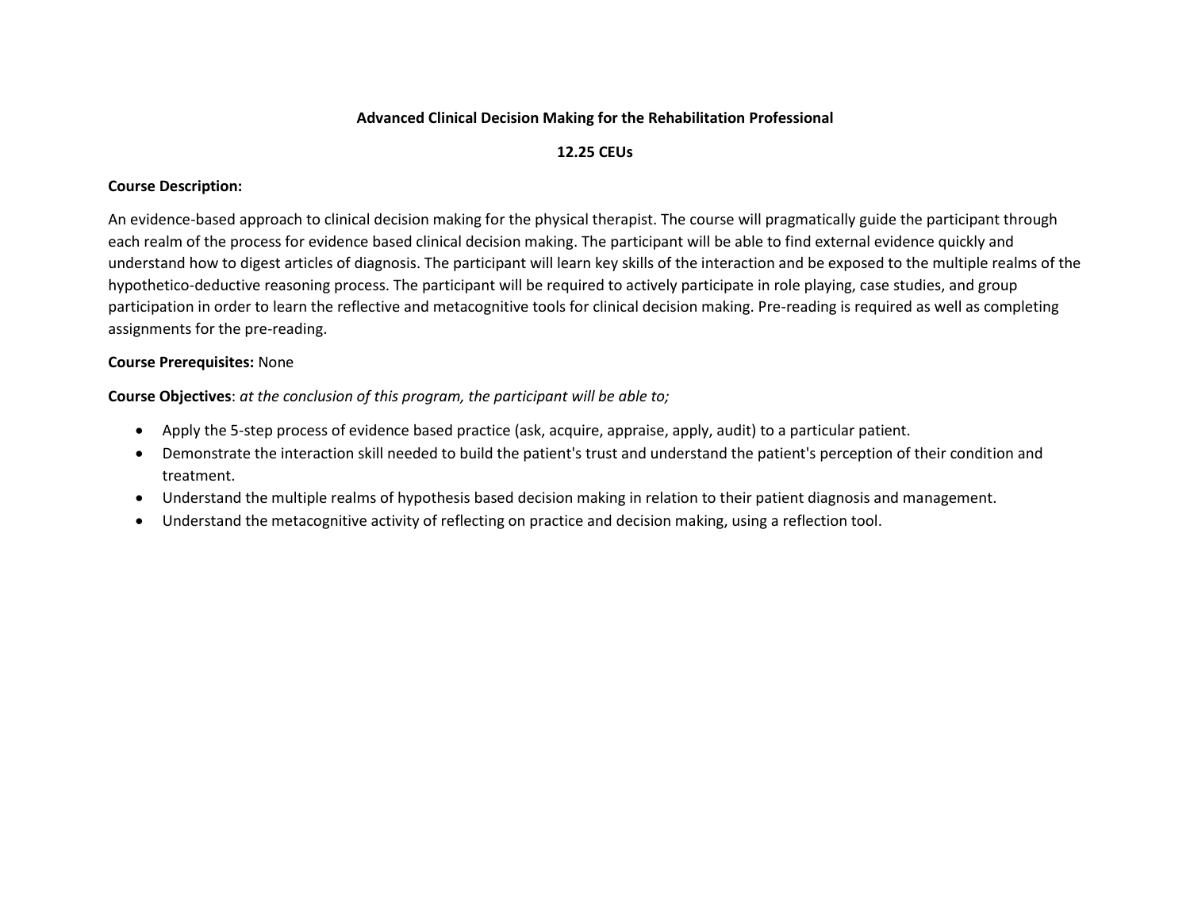**Advanced Clinical Decision Making for the Rehabilitation Professional**

**12.25 CEUs**

**Course Description:**

An evidence-based approach to clinical decision making for the physical therapist. The course will pragmatically guide the participant through each realm of the process for evidence based clinical decision making. The participant will be able to find external evidence quickly and understand how to digest articles of diagnosis. The participant will learn key skills of the interaction and be exposed to the multiple realms of the hypothetico-deductive reasoning process. The participant will be required to actively participate in role playing, case studies, and group participation in order to learn the reflective and metacognitive tools for clinical decision making. Pre-reading is required as well as completing assignments for the pre-reading.

**Course Prerequisites:** None

**Course Objectives**: *at the conclusion of this program, the participant will be able to;*

- Apply the 5-step process of evidence based practice (ask, acquire, appraise, apply, audit) to a particular patient.
- Demonstrate the interaction skill needed to build the patient's trust and understand the patient's perception of their condition and treatment.
- Understand the multiple realms of hypothesis based decision making in relation to their patient diagnosis and management.
- Understand the metacognitive activity of reflecting on practice and decision making, using a reflection tool.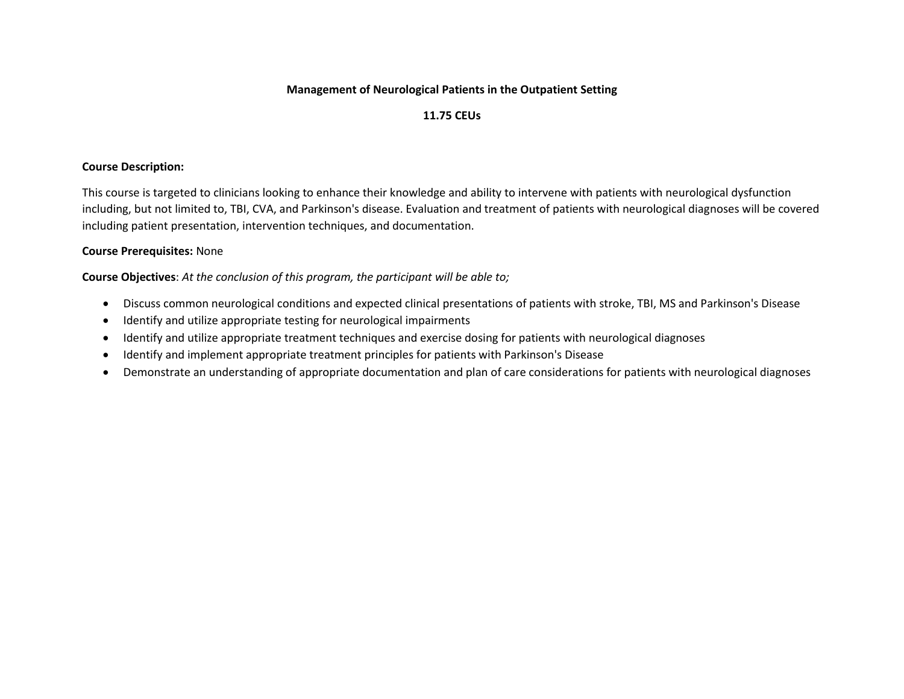# Management of Neurological Patients in the Outpatient Setting

## 11.75 CEUs

**Course Description:**

This course is targeted to clinicians looking to enhance their knowledge and ability to intervene with patients with neurological dysfunction including, but not limited to, TBI, CVA, and Parkinson's disease. Evaluation and treatment of patients with neurological diagnoses will be covered including patient presentation, intervention techniques, and documentation.

**Course Prerequisites:** None

**Course Objectives**: *At the conclusion of this program, the participant will be able to;*

- Discuss common neurological conditions and expected clinical presentations of patients with stroke, TBI, MS and Parkinson's Disease
- Identify and utilize appropriate testing for neurological impairments
- Identify and utilize appropriate treatment techniques and exercise dosing for patients with neurological diagnoses
- Identify and implement appropriate treatment principles for patients with Parkinson's Disease
- Demonstrate an understanding of appropriate documentation and plan of care considerations for patients with neurological diagnoses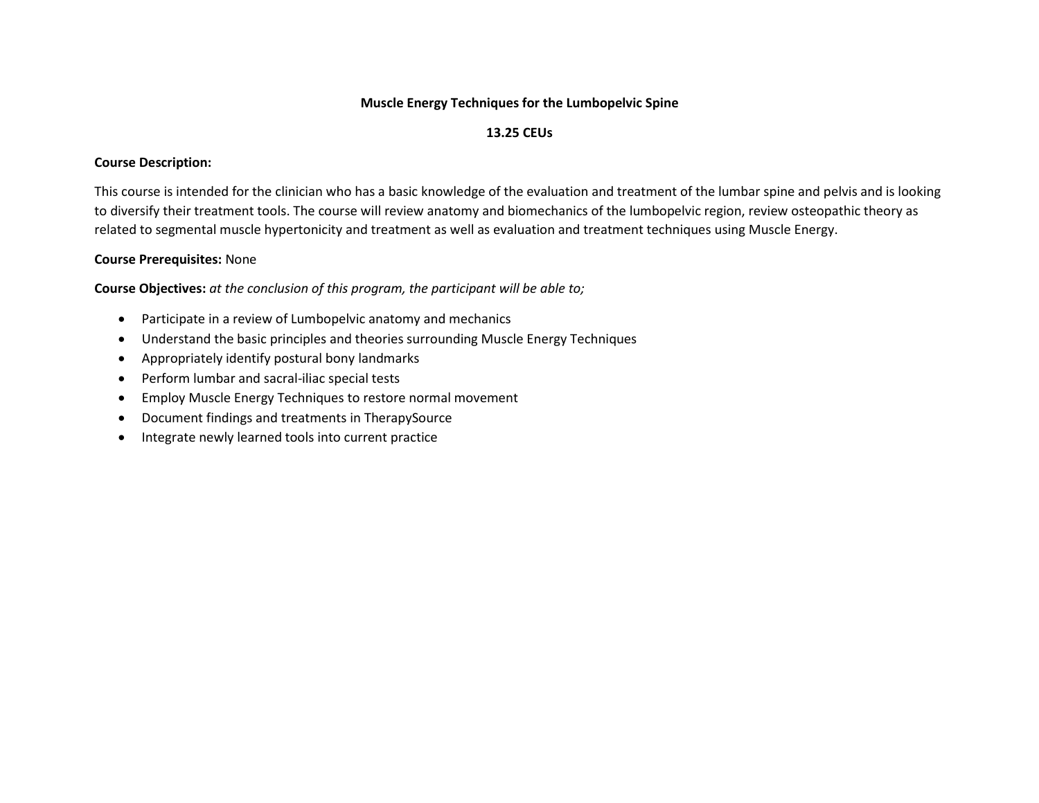# Muscle Energy Techniques for the Lumbopelvic Spine

## 13.25 CEUs

**Course Description:**

This course is intended for the clinician who has a basic knowledge of the evaluation and treatment of the lumbar spine and pelvis and is looking to diversify their treatment tools. The course will review anatomy and biomechanics of the lumbopelvic region, review osteopathic theory as related to segmental muscle hypertonicity and treatment as well as evaluation and treatment techniques using Muscle Energy.

**Course Prerequisites:** None

**Course Objectives:** *at the conclusion of this program, the participant will be able to;*

- Participate in a review of Lumbopelvic anatomy and mechanics
- Understand the basic principles and theories surrounding Muscle Energy Techniques
- Appropriately identify postural bony landmarks
- Perform lumbar and sacral-iliac special tests
- Employ Muscle Energy Techniques to restore normal movement
- Document findings and treatments in TherapySource
- Integrate newly learned tools into current practice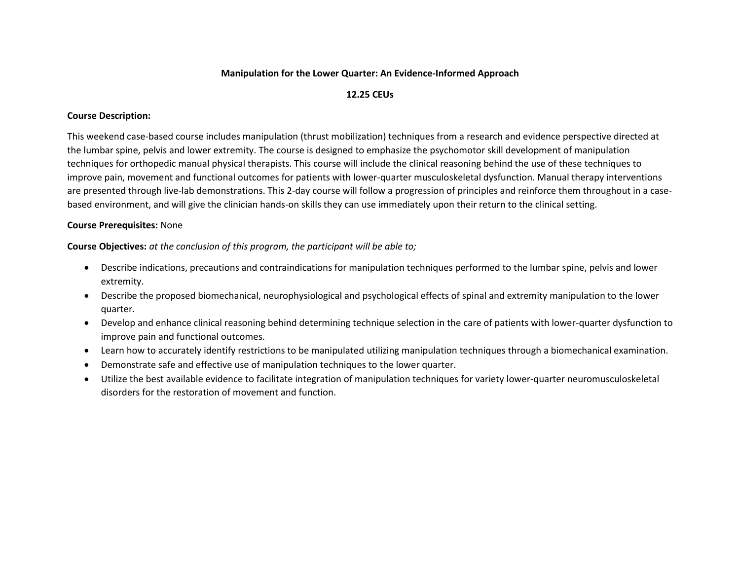# Manipulation for the Lower Quarter: An Evidence-Informed Approach

**12.25 CEUs**

**Course Description:**

This weekend case-based course includes manipulation (thrust mobilization) techniques from a research and evidence perspective directed at the lumbar spine, pelvis and lower extremity. The course is designed to emphasize the psychomotor skill development of manipulation techniques for orthopedic manual physical therapists. This course will include the clinical reasoning behind the use of these techniques to improve pain, movement and functional outcomes for patients with lower-quarter musculoskeletal dysfunction. Manual therapy interventions are presented through live-lab demonstrations. This 2-day course will follow a progression of principles and reinforce them throughout in a case-based environment, and will give the clinician hands-on skills they can use immediately upon their return to the clinical setting.

**Course Prerequisites:** None

**Course Objectives:** *at the conclusion of this program, the participant will be able to;*

- Describe indications, precautions and contraindications for manipulation techniques performed to the lumbar spine, pelvis and lower extremity.
- Describe the proposed biomechanical, neurophysiological and psychological effects of spinal and extremity manipulation to the lower quarter.
- Develop and enhance clinical reasoning behind determining technique selection in the care of patients with lower-quarter dysfunction to improve pain and functional outcomes.
- Learn how to accurately identify restrictions to be manipulated utilizing manipulation techniques through a biomechanical examination.
- Demonstrate safe and effective use of manipulation techniques to the lower quarter.
- Utilize the best available evidence to facilitate integration of manipulation techniques for variety lower-quarter neuromusculoskeletal disorders for the restoration of movement and function.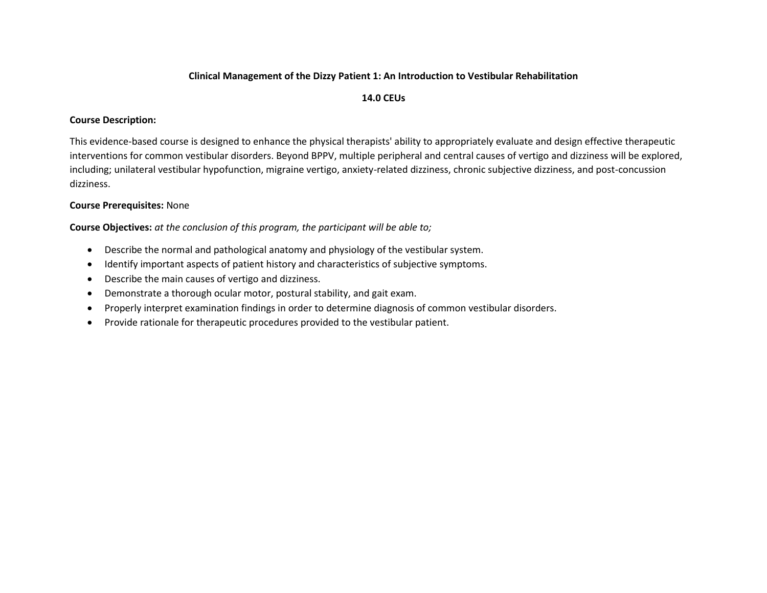**Clinical Management of the Dizzy Patient 1: An Introduction to Vestibular Rehabilitation**

**14.0 CEUs**

**Course Description:**

This evidence-based course is designed to enhance the physical therapists' ability to appropriately evaluate and design effective therapeutic interventions for common vestibular disorders. Beyond BPPV, multiple peripheral and central causes of vertigo and dizziness will be explored, including; unilateral vestibular hypofunction, migraine vertigo, anxiety-related dizziness, chronic subjective dizziness, and post-concussion dizziness.

**Course Prerequisites:** None

**Course Objectives:** *at the conclusion of this program, the participant will be able to;*

- Describe the normal and pathological anatomy and physiology of the vestibular system.
- Identify important aspects of patient history and characteristics of subjective symptoms.
- Describe the main causes of vertigo and dizziness.
- Demonstrate a thorough ocular motor, postural stability, and gait exam.
- Properly interpret examination findings in order to determine diagnosis of common vestibular disorders.
- Provide rationale for therapeutic procedures provided to the vestibular patient.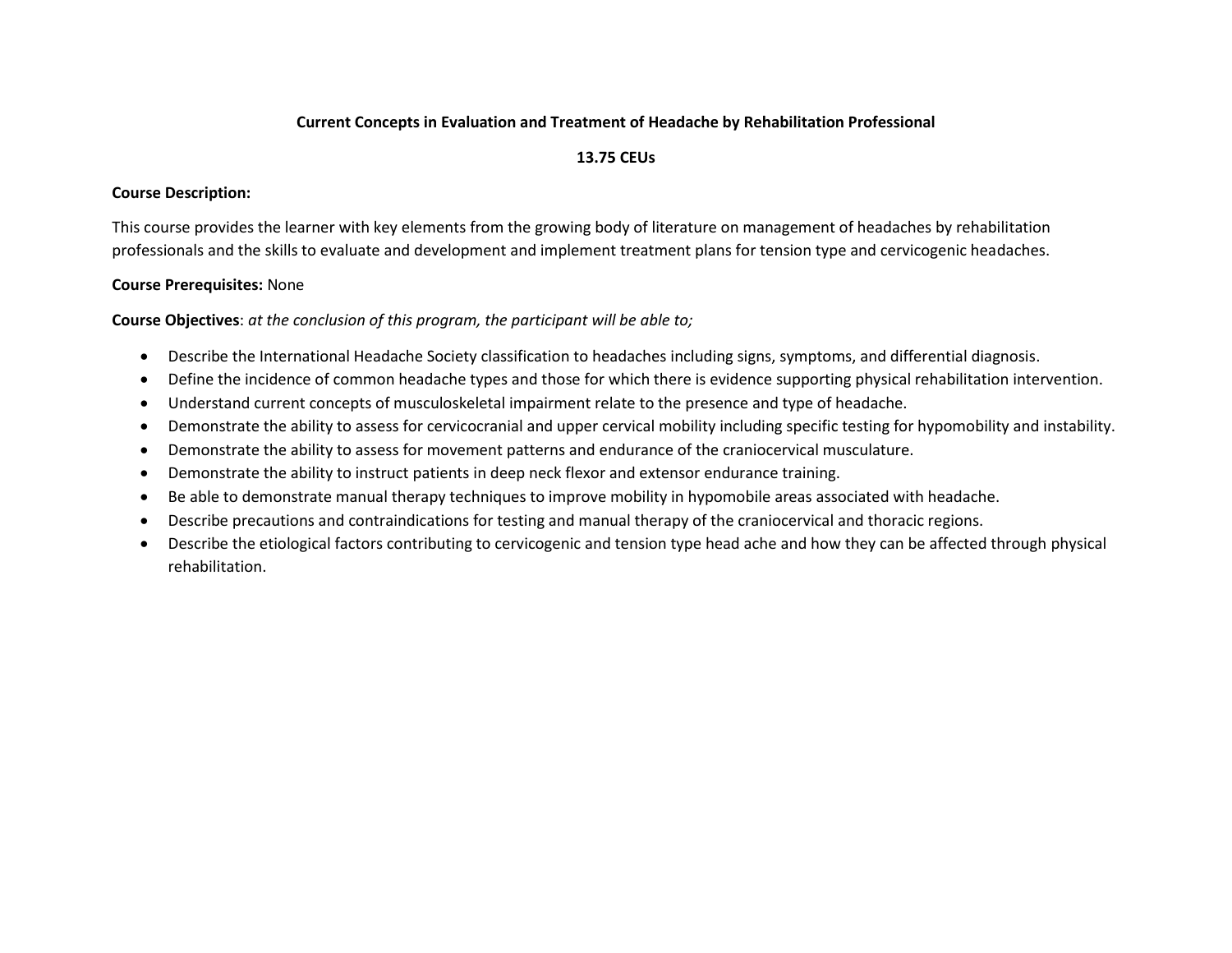**Current Concepts in Evaluation and Treatment of Headache by Rehabilitation Professional**

**13.75 CEUs**

**Course Description:**

This course provides the learner with key elements from the growing body of literature on management of headaches by rehabilitation professionals and the skills to evaluate and development and implement treatment plans for tension type and cervicogenic headaches.

**Course Prerequisites:** None

**Course Objectives**: *at the conclusion of this program, the participant will be able to;*

- Describe the International Headache Society classification to headaches including signs, symptoms, and differential diagnosis.
- Define the incidence of common headache types and those for which there is evidence supporting physical rehabilitation intervention.
- Understand current concepts of musculoskeletal impairment relate to the presence and type of headache.
- Demonstrate the ability to assess for cervicocranial and upper cervical mobility including specific testing for hypomobility and instability.
- Demonstrate the ability to assess for movement patterns and endurance of the craniocervical musculature.
- Demonstrate the ability to instruct patients in deep neck flexor and extensor endurance training.
- Be able to demonstrate manual therapy techniques to improve mobility in hypomobile areas associated with headache.
- Describe precautions and contraindications for testing and manual therapy of the craniocervical and thoracic regions.
- Describe the etiological factors contributing to cervicogenic and tension type head ache and how they can be affected through physical rehabilitation.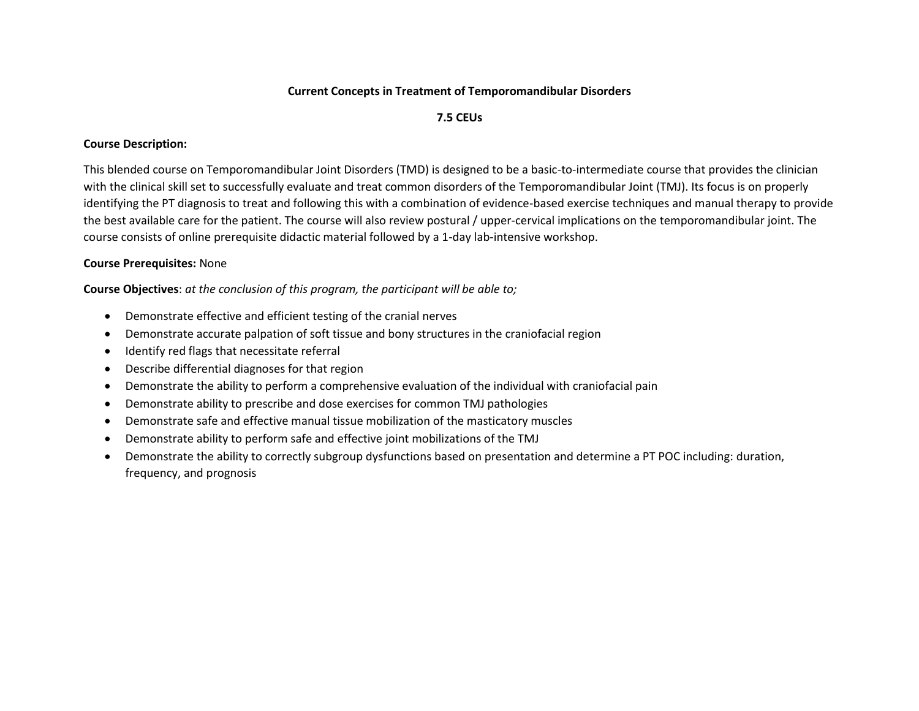**Current Concepts in Treatment of Temporomandibular Disorders**

**7.5 CEUs**

**Course Description:**

This blended course on Temporomandibular Joint Disorders (TMD) is designed to be a basic-to-intermediate course that provides the clinician with the clinical skill set to successfully evaluate and treat common disorders of the Temporomandibular Joint (TMJ). Its focus is on properly identifying the PT diagnosis to treat and following this with a combination of evidence-based exercise techniques and manual therapy to provide the best available care for the patient. The course will also review postural / upper-cervical implications on the temporomandibular joint. The course consists of online prerequisite didactic material followed by a 1-day lab-intensive workshop.

**Course Prerequisites:** None

**Course Objectives**: *at the conclusion of this program, the participant will be able to;*

- Demonstrate effective and efficient testing of the cranial nerves
- Demonstrate accurate palpation of soft tissue and bony structures in the craniofacial region
- Identify red flags that necessitate referral
- Describe differential diagnoses for that region
- Demonstrate the ability to perform a comprehensive evaluation of the individual with craniofacial pain
- Demonstrate ability to prescribe and dose exercises for common TMJ pathologies
- Demonstrate safe and effective manual tissue mobilization of the masticatory muscles
- Demonstrate ability to perform safe and effective joint mobilizations of the TMJ
- Demonstrate the ability to correctly subgroup dysfunctions based on presentation and determine a PT POC including: duration, frequency, and prognosis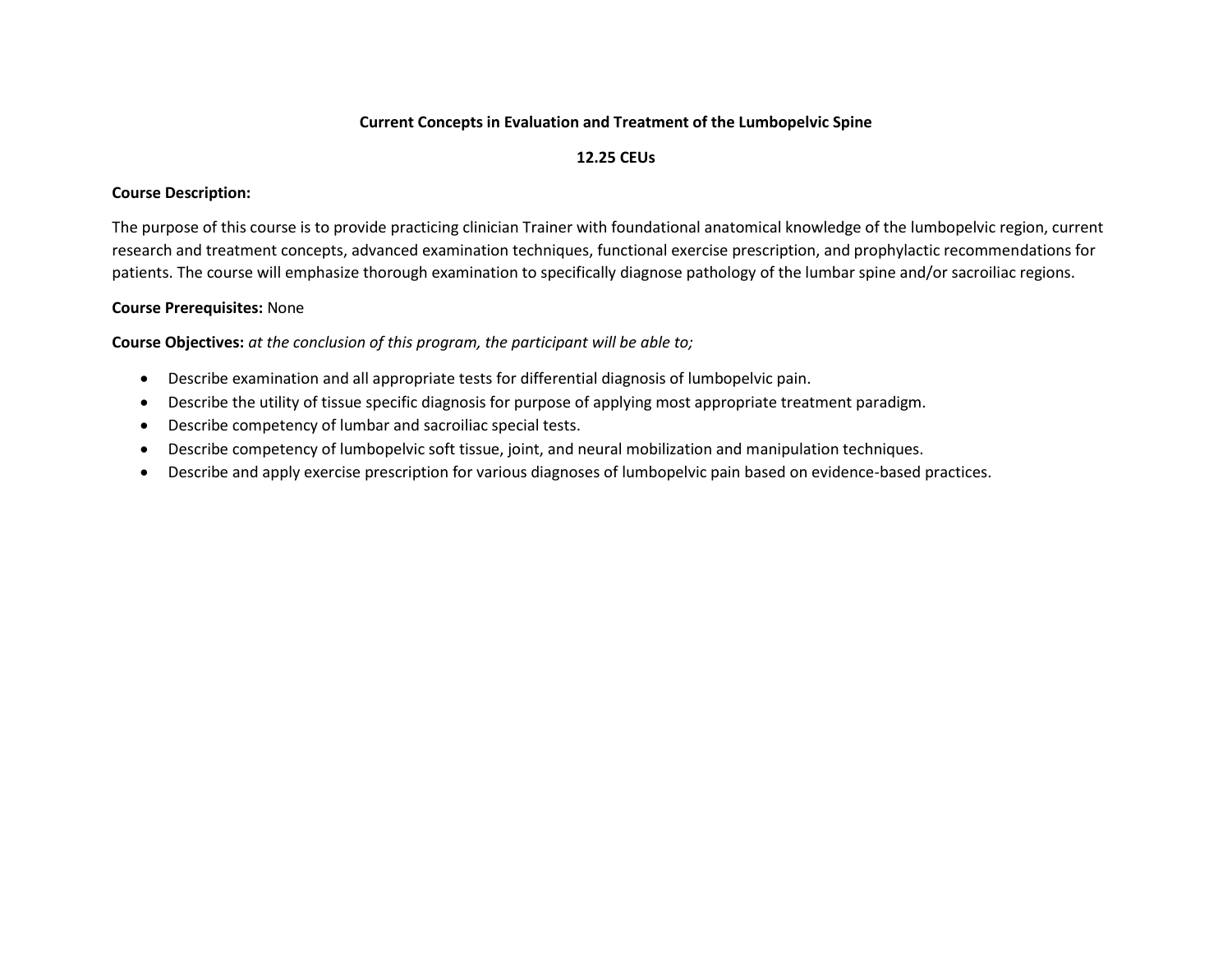**Current Concepts in Evaluation and Treatment of the Lumbopelvic Spine**

**12.25 CEUs**

**Course Description:**

The purpose of this course is to provide practicing clinician Trainer with foundational anatomical knowledge of the lumbopelvic region, current research and treatment concepts, advanced examination techniques, functional exercise prescription, and prophylactic recommendations for patients. The course will emphasize thorough examination to specifically diagnose pathology of the lumbar spine and/or sacroiliac regions.

**Course Prerequisites:** None

**Course Objectives:** *at the conclusion of this program, the participant will be able to;*

- Describe examination and all appropriate tests for differential diagnosis of lumbopelvic pain.
- Describe the utility of tissue specific diagnosis for purpose of applying most appropriate treatment paradigm.
- Describe competency of lumbar and sacroiliac special tests.
- Describe competency of lumbopelvic soft tissue, joint, and neural mobilization and manipulation techniques.
- Describe and apply exercise prescription for various diagnoses of lumbopelvic pain based on evidence-based practices.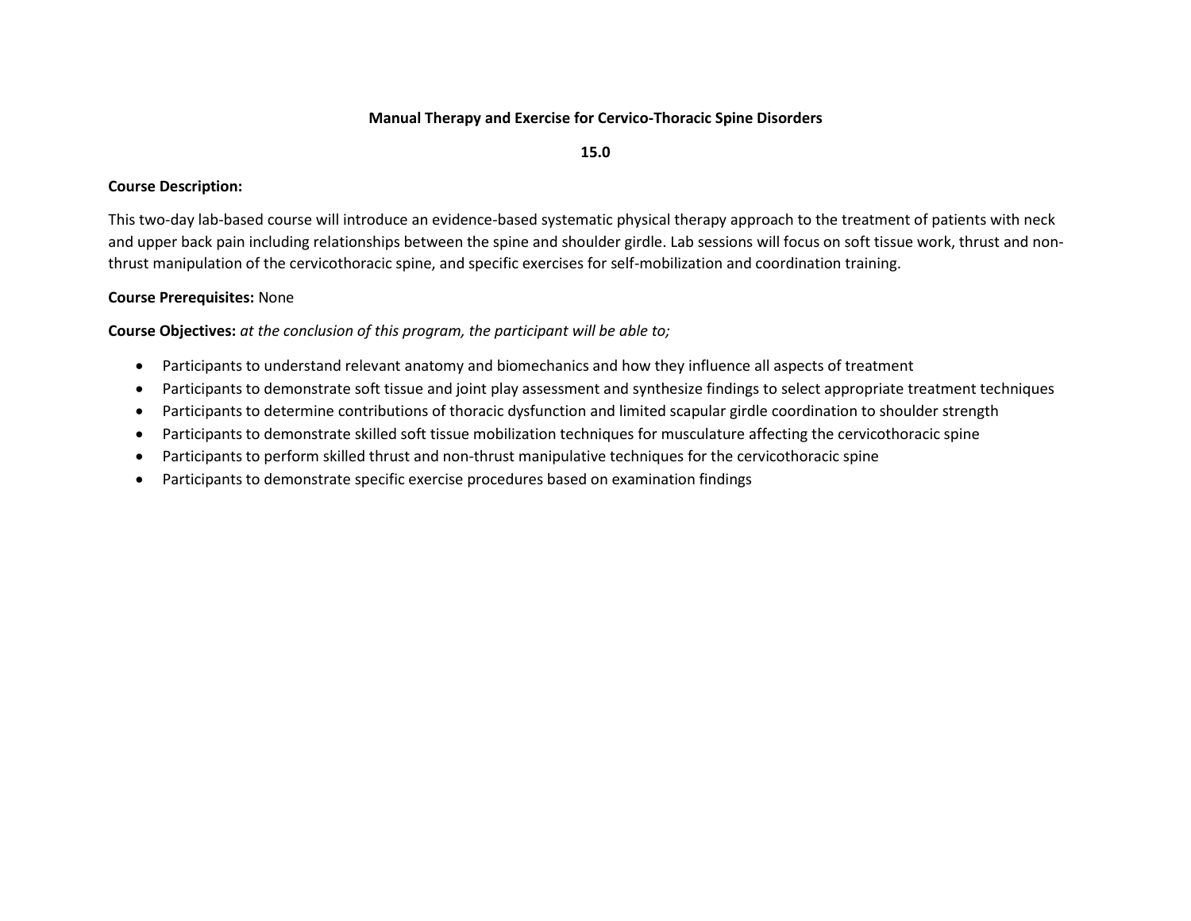**Manual Therapy and Exercise for Cervico-Thoracic Spine Disorders**

**15.0**

**Course Description:**

This two-day lab-based course will introduce an evidence-based systematic physical therapy approach to the treatment of patients with neck and upper back pain including relationships between the spine and shoulder girdle. Lab sessions will focus on soft tissue work, thrust and non-thrust manipulation of the cervicothoracic spine, and specific exercises for self-mobilization and coordination training.

**Course Prerequisites:** None

**Course Objectives:** *at the conclusion of this program, the participant will be able to;*

- Participants to understand relevant anatomy and biomechanics and how they influence all aspects of treatment
- Participants to demonstrate soft tissue and joint play assessment and synthesize findings to select appropriate treatment techniques
- Participants to determine contributions of thoracic dysfunction and limited scapular girdle coordination to shoulder strength
- Participants to demonstrate skilled soft tissue mobilization techniques for musculature affecting the cervicothoracic spine
- Participants to perform skilled thrust and non-thrust manipulative techniques for the cervicothoracic spine
- Participants to demonstrate specific exercise procedures based on examination findings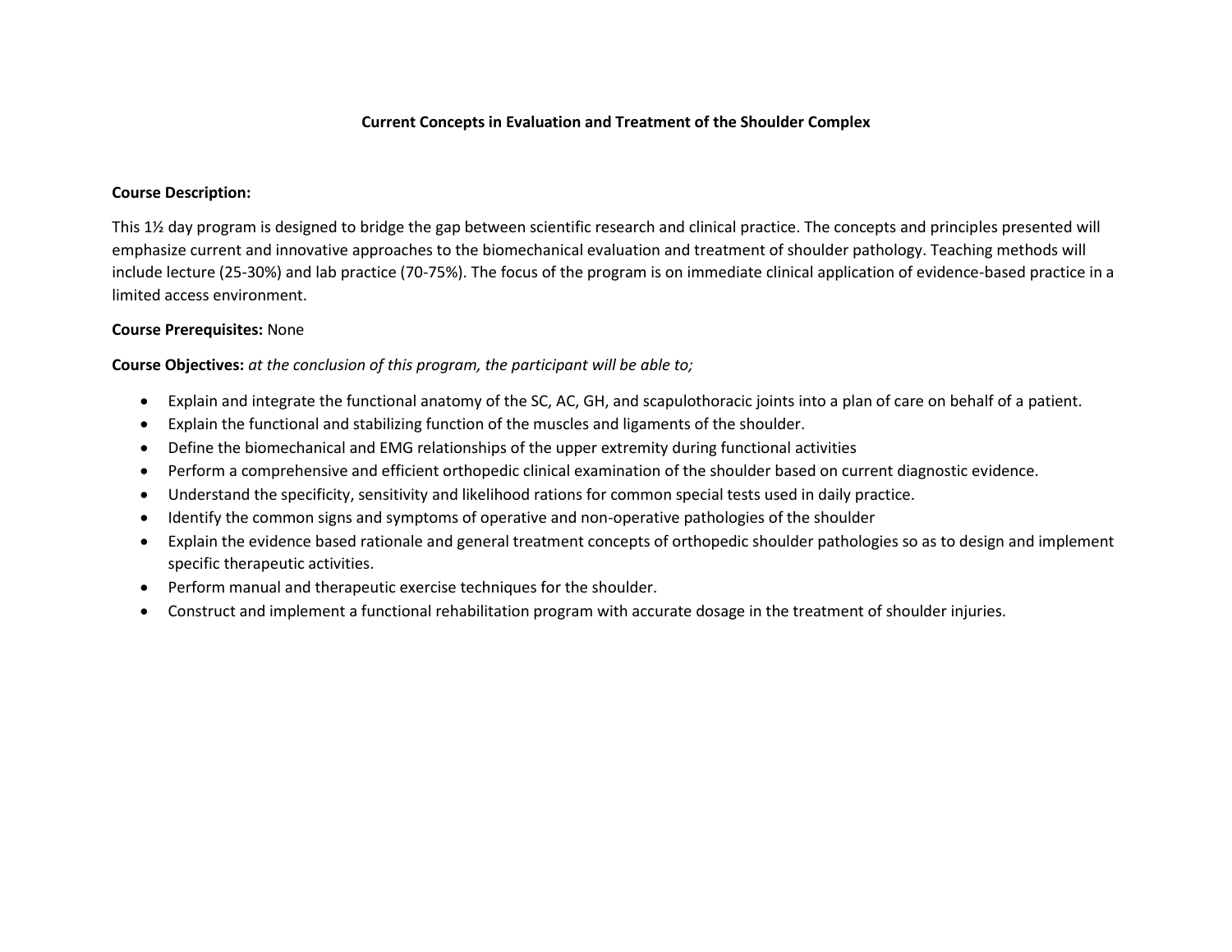# Current Concepts in Evaluation and Treatment of the Shoulder Complex

**Course Description:**

This 1½ day program is designed to bridge the gap between scientific research and clinical practice. The concepts and principles presented will emphasize current and innovative approaches to the biomechanical evaluation and treatment of shoulder pathology. Teaching methods will include lecture (25-30%) and lab practice (70-75%). The focus of the program is on immediate clinical application of evidence-based practice in a limited access environment.

**Course Prerequisites:** None

**Course Objectives:** *at the conclusion of this program, the participant will be able to;*

- Explain and integrate the functional anatomy of the SC, AC, GH, and scapulothoracic joints into a plan of care on behalf of a patient.
- Explain the functional and stabilizing function of the muscles and ligaments of the shoulder.
- Define the biomechanical and EMG relationships of the upper extremity during functional activities
- Perform a comprehensive and efficient orthopedic clinical examination of the shoulder based on current diagnostic evidence.
- Understand the specificity, sensitivity and likelihood rations for common special tests used in daily practice.
- Identify the common signs and symptoms of operative and non-operative pathologies of the shoulder
- Explain the evidence based rationale and general treatment concepts of orthopedic shoulder pathologies so as to design and implement specific therapeutic activities.
- Perform manual and therapeutic exercise techniques for the shoulder.
- Construct and implement a functional rehabilitation program with accurate dosage in the treatment of shoulder injuries.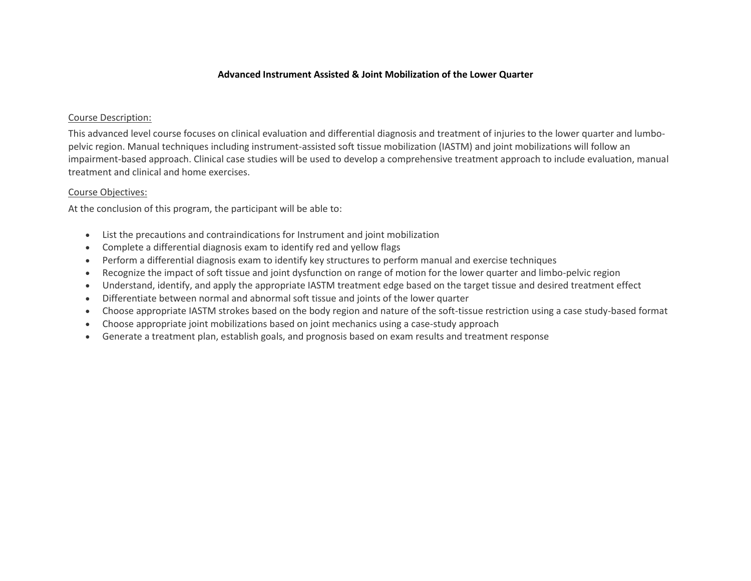# Advanced Instrument Assisted & Joint Mobilization of the Lower Quarter

Course Description:

This advanced level course focuses on clinical evaluation and differential diagnosis and treatment of injuries to the lower quarter and lumbo-pelvic region. Manual techniques including instrument-assisted soft tissue mobilization (IASTM) and joint mobilizations will follow an impairment-based approach. Clinical case studies will be used to develop a comprehensive treatment approach to include evaluation, manual treatment and clinical and home exercises.

Course Objectives:

At the conclusion of this program, the participant will be able to:

- List the precautions and contraindications for Instrument and joint mobilization
- Complete a differential diagnosis exam to identify red and yellow flags
- Perform a differential diagnosis exam to identify key structures to perform manual and exercise techniques
- Recognize the impact of soft tissue and joint dysfunction on range of motion for the lower quarter and limbo-pelvic region
- Understand, identify, and apply the appropriate IASTM treatment edge based on the target tissue and desired treatment effect
- Differentiate between normal and abnormal soft tissue and joints of the lower quarter
- Choose appropriate IASTM strokes based on the body region and nature of the soft-tissue restriction using a case study-based format
- Choose appropriate joint mobilizations based on joint mechanics using a case-study approach
- Generate a treatment plan, establish goals, and prognosis based on exam results and treatment response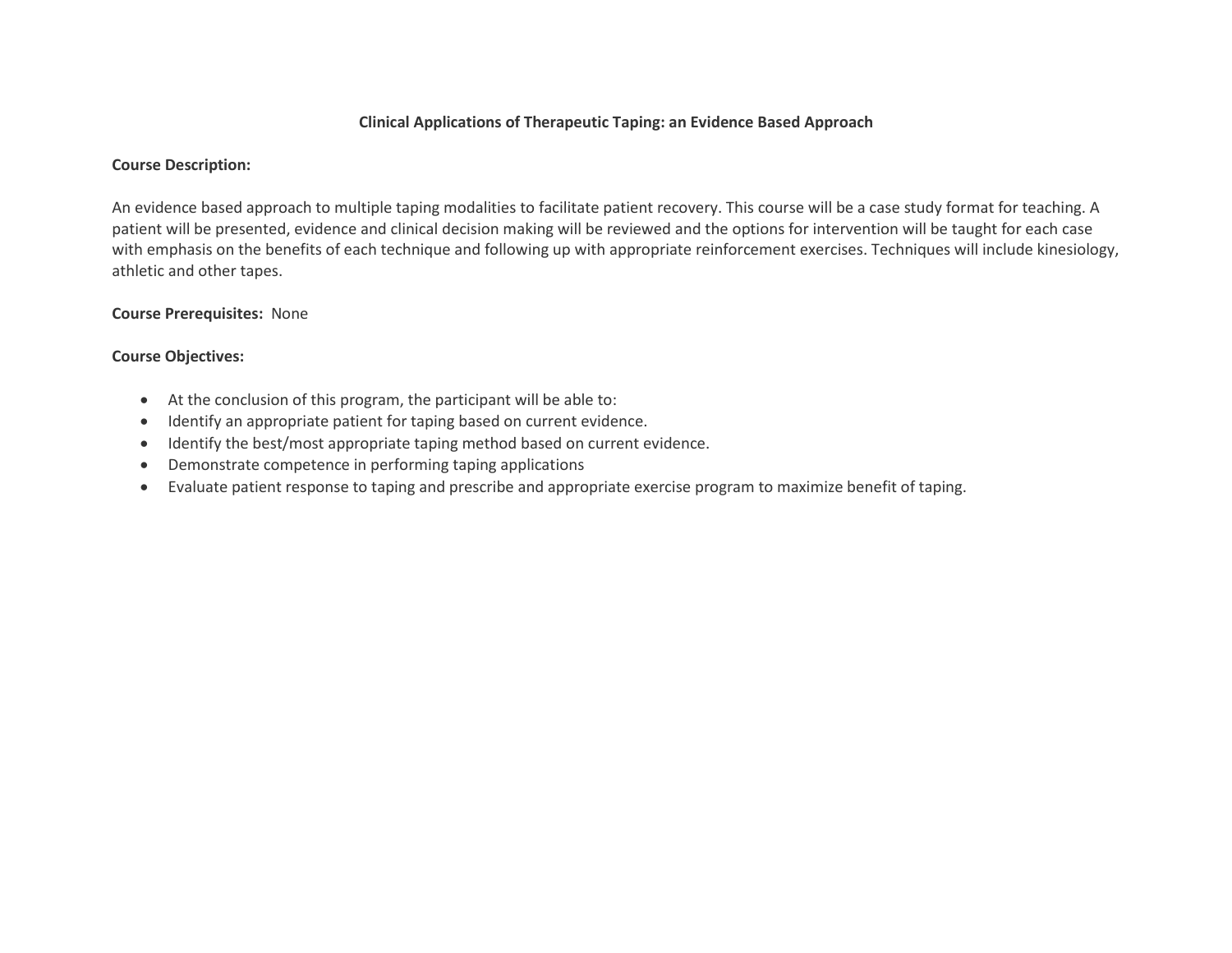## Clinical Applications of Therapeutic Taping: an Evidence Based Approach

**Course Description:**

An evidence based approach to multiple taping modalities to facilitate patient recovery. This course will be a case study format for teaching. A patient will be presented, evidence and clinical decision making will be reviewed and the options for intervention will be taught for each case with emphasis on the benefits of each technique and following up with appropriate reinforcement exercises. Techniques will include kinesiology, athletic and other tapes.

**Course Prerequisites:** None

**Course Objectives:**

- At the conclusion of this program, the participant will be able to:
- Identify an appropriate patient for taping based on current evidence.
- Identify the best/most appropriate taping method based on current evidence.
- Demonstrate competence in performing taping applications
- Evaluate patient response to taping and prescribe and appropriate exercise program to maximize benefit of taping.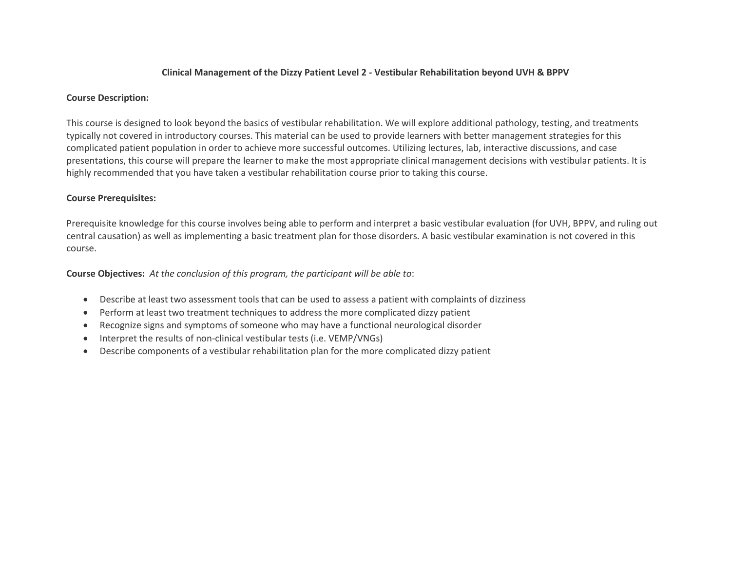# Clinical Management of the Dizzy Patient Level 2 - Vestibular Rehabilitation beyond UVH & BPPV

**Course Description:**

This course is designed to look beyond the basics of vestibular rehabilitation. We will explore additional pathology, testing, and treatments typically not covered in introductory courses. This material can be used to provide learners with better management strategies for this complicated patient population in order to achieve more successful outcomes. Utilizing lectures, lab, interactive discussions, and case presentations, this course will prepare the learner to make the most appropriate clinical management decisions with vestibular patients. It is highly recommended that you have taken a vestibular rehabilitation course prior to taking this course.

**Course Prerequisites:**

Prerequisite knowledge for this course involves being able to perform and interpret a basic vestibular evaluation (for UVH, BPPV, and ruling out central causation) as well as implementing a basic treatment plan for those disorders. A basic vestibular examination is not covered in this course.

**Course Objectives:** *At the conclusion of this program, the participant will be able to*:

- Describe at least two assessment tools that can be used to assess a patient with complaints of dizziness
- Perform at least two treatment techniques to address the more complicated dizzy patient
- Recognize signs and symptoms of someone who may have a functional neurological disorder
- Interpret the results of non-clinical vestibular tests (i.e. VEMP/VNGs)
- Describe components of a vestibular rehabilitation plan for the more complicated dizzy patient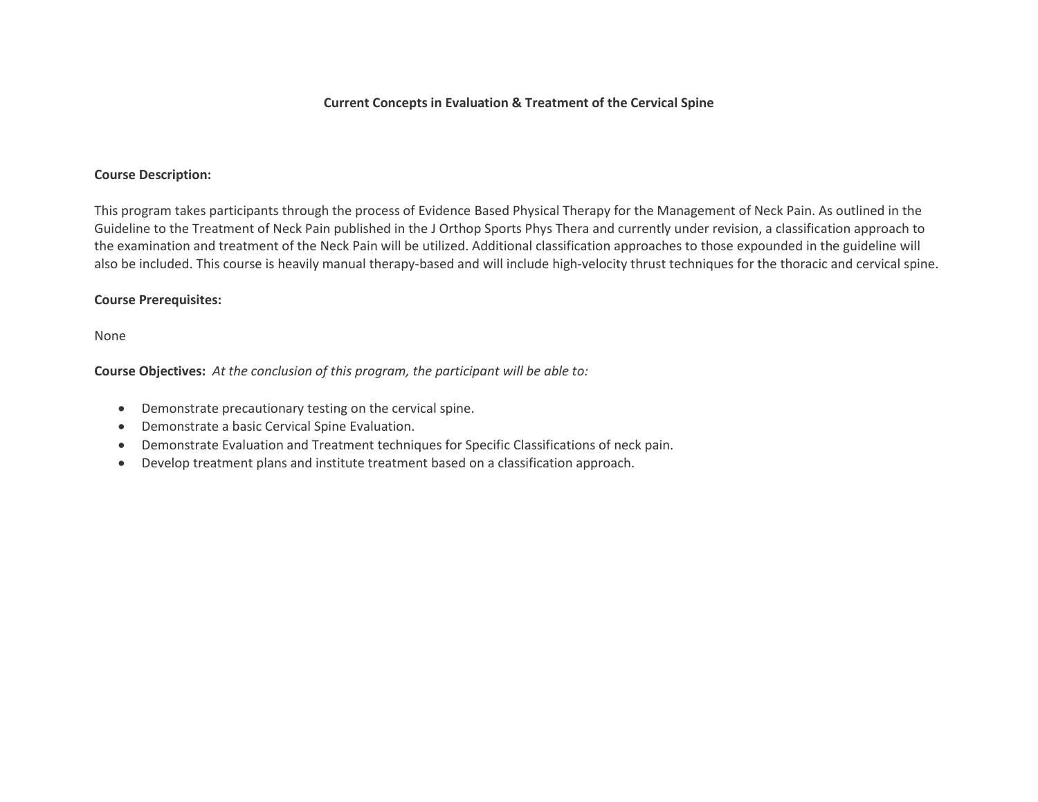# Current Concepts in Evaluation & Treatment of the Cervical Spine

**Course Description:**

This program takes participants through the process of Evidence Based Physical Therapy for the Management of Neck Pain. As outlined in the Guideline to the Treatment of Neck Pain published in the J Orthop Sports Phys Thera and currently under revision, a classification approach to the examination and treatment of the Neck Pain will be utilized. Additional classification approaches to those expounded in the guideline will also be included. This course is heavily manual therapy-based and will include high-velocity thrust techniques for the thoracic and cervical spine.

**Course Prerequisites:**

None

**Course Objectives:** *At the conclusion of this program, the participant will be able to:*

- Demonstrate precautionary testing on the cervical spine.
- Demonstrate a basic Cervical Spine Evaluation.
- Demonstrate Evaluation and Treatment techniques for Specific Classifications of neck pain.
- Develop treatment plans and institute treatment based on a classification approach.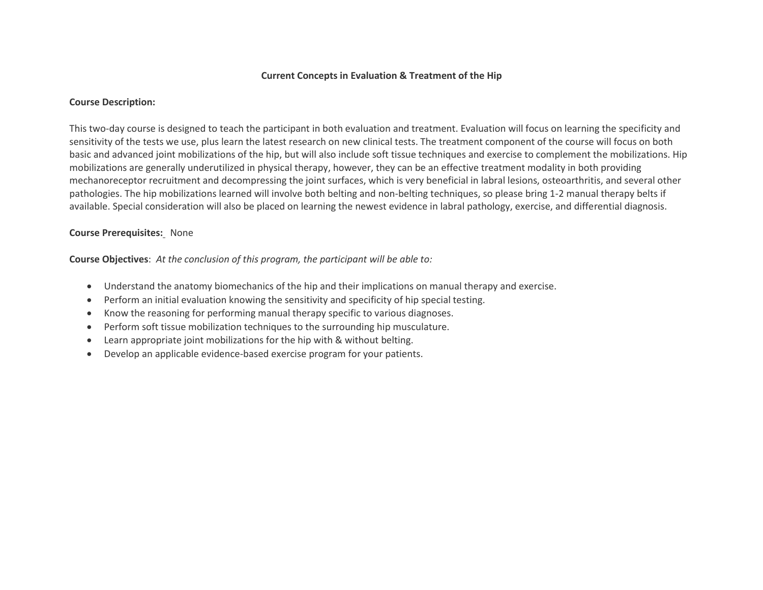# Current Concepts in Evaluation & Treatment of the Hip

**Course Description:**

This two-day course is designed to teach the participant in both evaluation and treatment. Evaluation will focus on learning the specificity and sensitivity of the tests we use, plus learn the latest research on new clinical tests. The treatment component of the course will focus on both basic and advanced joint mobilizations of the hip, but will also include soft tissue techniques and exercise to complement the mobilizations. Hip mobilizations are generally underutilized in physical therapy, however, they can be an effective treatment modality in both providing mechanoreceptor recruitment and decompressing the joint surfaces, which is very beneficial in labral lesions, osteoarthritis, and several other pathologies. The hip mobilizations learned will involve both belting and non-belting techniques, so please bring 1-2 manual therapy belts if available. Special consideration will also be placed on learning the newest evidence in labral pathology, exercise, and differential diagnosis.

**Course Prerequisites:** None

**Course Objectives**: *At the conclusion of this program, the participant will be able to:*

- Understand the anatomy biomechanics of the hip and their implications on manual therapy and exercise.
- Perform an initial evaluation knowing the sensitivity and specificity of hip special testing.
- Know the reasoning for performing manual therapy specific to various diagnoses.
- Perform soft tissue mobilization techniques to the surrounding hip musculature.
- Learn appropriate joint mobilizations for the hip with & without belting.
- Develop an applicable evidence-based exercise program for your patients.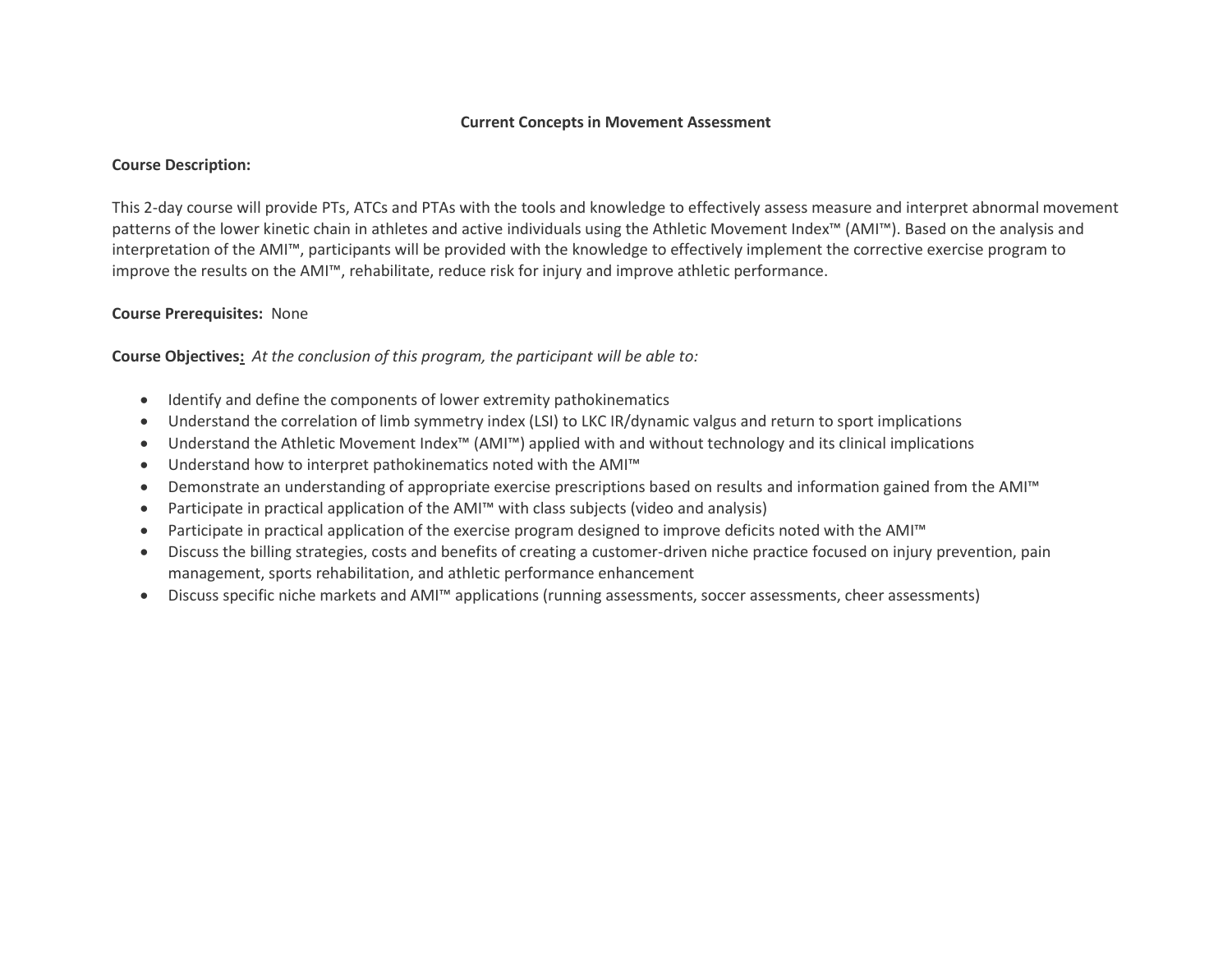## Current Concepts in Movement Assessment

**Course Description:**

This 2-day course will provide PTs, ATCs and PTAs with the tools and knowledge to effectively assess measure and interpret abnormal movement patterns of the lower kinetic chain in athletes and active individuals using the Athletic Movement Index™ (AMI™). Based on the analysis and interpretation of the AMI™, participants will be provided with the knowledge to effectively implement the corrective exercise program to improve the results on the AMI™, rehabilitate, reduce risk for injury and improve athletic performance.

**Course Prerequisites:** None

**Course Objectives:** *At the conclusion of this program, the participant will be able to:*

- Identify and define the components of lower extremity pathokinematics
- Understand the correlation of limb symmetry index (LSI) to LKC IR/dynamic valgus and return to sport implications
- Understand the Athletic Movement Index™ (AMI™) applied with and without technology and its clinical implications
- Understand how to interpret pathokinematics noted with the AMI™
- Demonstrate an understanding of appropriate exercise prescriptions based on results and information gained from the AMI™
- Participate in practical application of the AMI™ with class subjects (video and analysis)
- Participate in practical application of the exercise program designed to improve deficits noted with the AMI™
- Discuss the billing strategies, costs and benefits of creating a customer-driven niche practice focused on injury prevention, pain management, sports rehabilitation, and athletic performance enhancement
- Discuss specific niche markets and AMI™ applications (running assessments, soccer assessments, cheer assessments)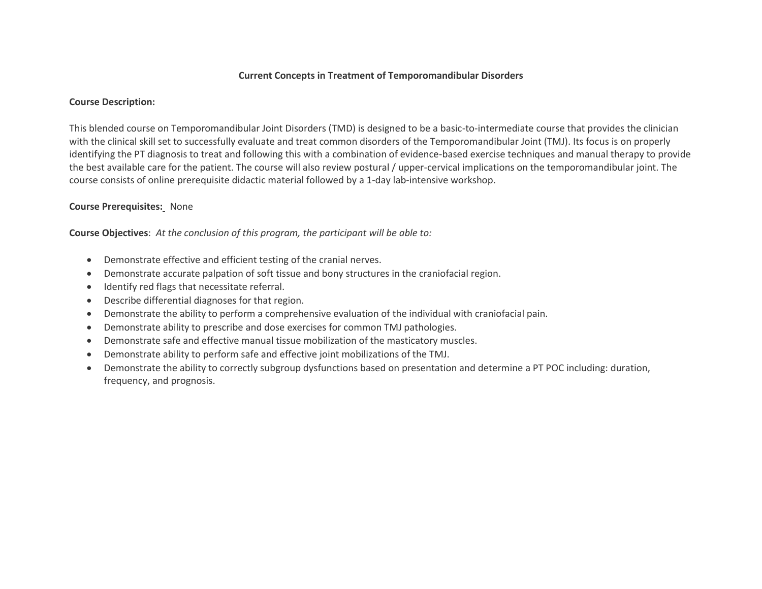# Current Concepts in Treatment of Temporomandibular Disorders

**Course Description:**

This blended course on Temporomandibular Joint Disorders (TMD) is designed to be a basic-to-intermediate course that provides the clinician with the clinical skill set to successfully evaluate and treat common disorders of the Temporomandibular Joint (TMJ). Its focus is on properly identifying the PT diagnosis to treat and following this with a combination of evidence-based exercise techniques and manual therapy to provide the best available care for the patient. The course will also review postural / upper-cervical implications on the temporomandibular joint. The course consists of online prerequisite didactic material followed by a 1-day lab-intensive workshop.

**Course Prerequisites:** None

**Course Objectives**: *At the conclusion of this program, the participant will be able to:*

- Demonstrate effective and efficient testing of the cranial nerves.
- Demonstrate accurate palpation of soft tissue and bony structures in the craniofacial region.
- Identify red flags that necessitate referral.
- Describe differential diagnoses for that region.
- Demonstrate the ability to perform a comprehensive evaluation of the individual with craniofacial pain.
- Demonstrate ability to prescribe and dose exercises for common TMJ pathologies.
- Demonstrate safe and effective manual tissue mobilization of the masticatory muscles.
- Demonstrate ability to perform safe and effective joint mobilizations of the TMJ.
- Demonstrate the ability to correctly subgroup dysfunctions based on presentation and determine a PT POC including: duration, frequency, and prognosis.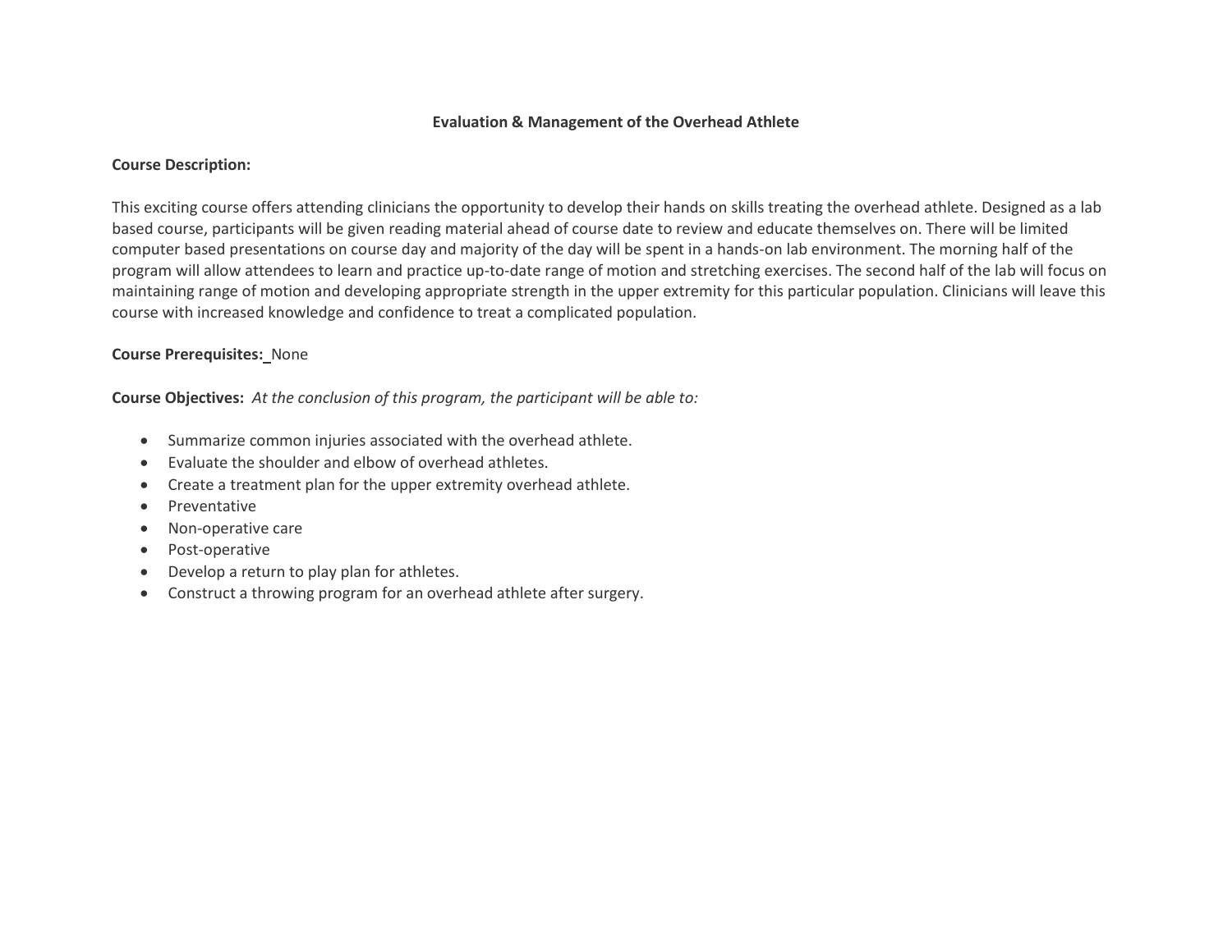# Evaluation & Management of the Overhead Athlete

**Course Description:**

This exciting course offers attending clinicians the opportunity to develop their hands on skills treating the overhead athlete. Designed as a lab based course, participants will be given reading material ahead of course date to review and educate themselves on. There will be limited computer based presentations on course day and majority of the day will be spent in a hands-on lab environment. The morning half of the program will allow attendees to learn and practice up-to-date range of motion and stretching exercises. The second half of the lab will focus on maintaining range of motion and developing appropriate strength in the upper extremity for this particular population. Clinicians will leave this course with increased knowledge and confidence to treat a complicated population.

**Course Prerequisites:** None

**Course Objectives:** *At the conclusion of this program, the participant will be able to:*

- Summarize common injuries associated with the overhead athlete.
- Evaluate the shoulder and elbow of overhead athletes.
- Create a treatment plan for the upper extremity overhead athlete.
- Preventative
- Non-operative care
- Post-operative
- Develop a return to play plan for athletes.
- Construct a throwing program for an overhead athlete after surgery.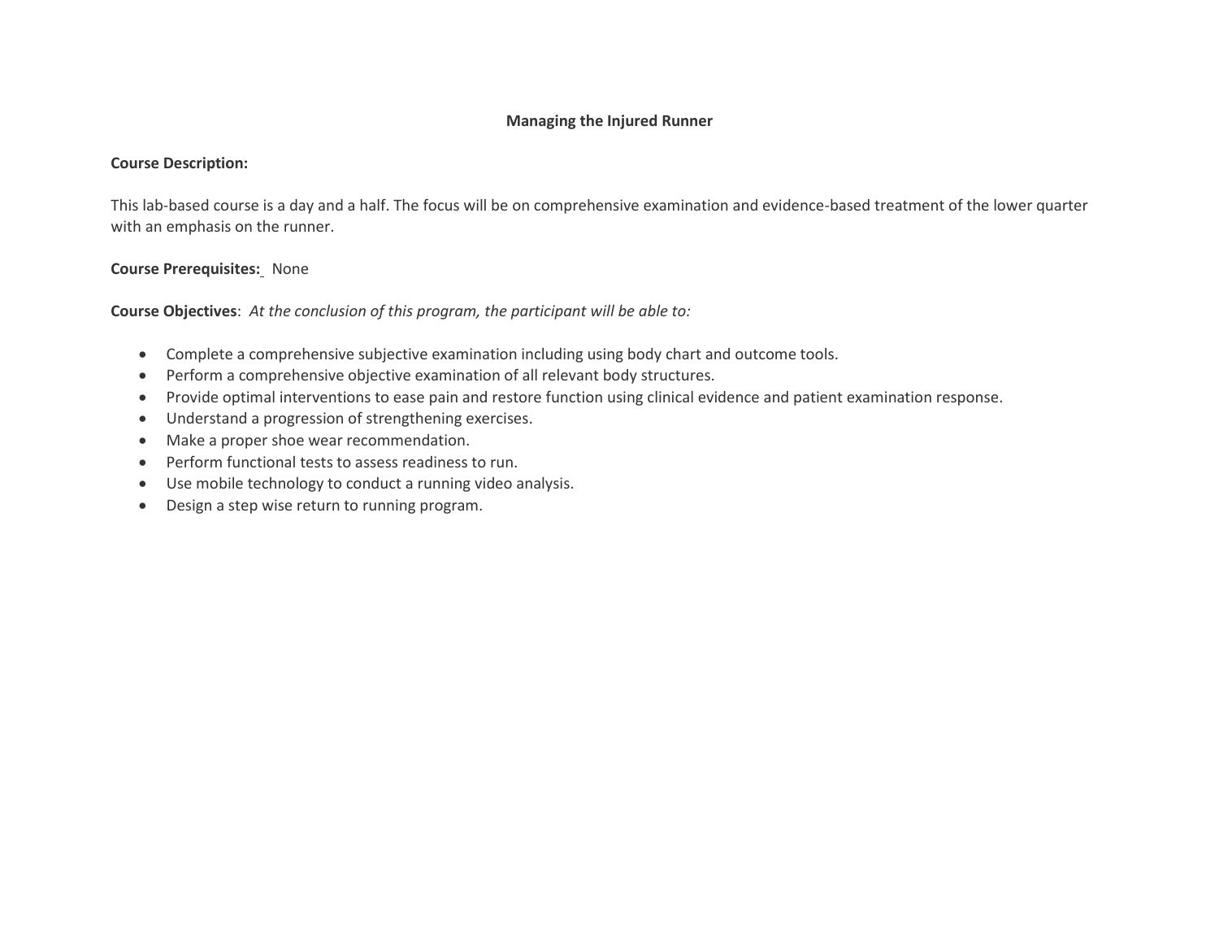# Managing the Injured Runner

**Course Description:**

This lab-based course is a day and a half. The focus will be on comprehensive examination and evidence-based treatment of the lower quarter with an emphasis on the runner.

**Course Prerequisites:** None

**Course Objectives**: *At the conclusion of this program, the participant will be able to:*

- Complete a comprehensive subjective examination including using body chart and outcome tools.
- Perform a comprehensive objective examination of all relevant body structures.
- Provide optimal interventions to ease pain and restore function using clinical evidence and patient examination response.
- Understand a progression of strengthening exercises.
- Make a proper shoe wear recommendation.
- Perform functional tests to assess readiness to run.
- Use mobile technology to conduct a running video analysis.
- Design a step wise return to running program.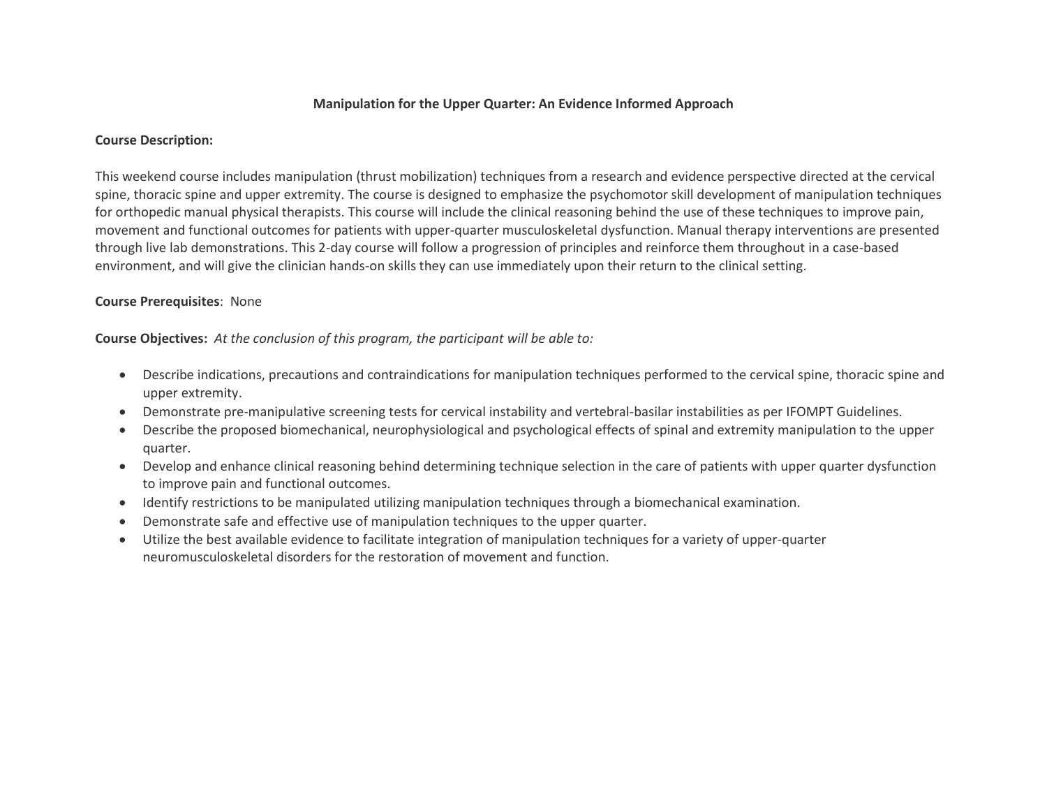# Manipulation for the Upper Quarter: An Evidence Informed Approach

**Course Description:**

This weekend course includes manipulation (thrust mobilization) techniques from a research and evidence perspective directed at the cervical spine, thoracic spine and upper extremity. The course is designed to emphasize the psychomotor skill development of manipulation techniques for orthopedic manual physical therapists. This course will include the clinical reasoning behind the use of these techniques to improve pain, movement and functional outcomes for patients with upper-quarter musculoskeletal dysfunction. Manual therapy interventions are presented through live lab demonstrations. This 2-day course will follow a progression of principles and reinforce them throughout in a case-based environment, and will give the clinician hands-on skills they can use immediately upon their return to the clinical setting.

**Course Prerequisites**: None

**Course Objectives:** *At the conclusion of this program, the participant will be able to:*

- Describe indications, precautions and contraindications for manipulation techniques performed to the cervical spine, thoracic spine and upper extremity.
- Demonstrate pre-manipulative screening tests for cervical instability and vertebral-basilar instabilities as per IFOMPT Guidelines.
- Describe the proposed biomechanical, neurophysiological and psychological effects of spinal and extremity manipulation to the upper quarter.
- Develop and enhance clinical reasoning behind determining technique selection in the care of patients with upper quarter dysfunction to improve pain and functional outcomes.
- Identify restrictions to be manipulated utilizing manipulation techniques through a biomechanical examination.
- Demonstrate safe and effective use of manipulation techniques to the upper quarter.
- Utilize the best available evidence to facilitate integration of manipulation techniques for a variety of upper-quarter neuromusculoskeletal disorders for the restoration of movement and function.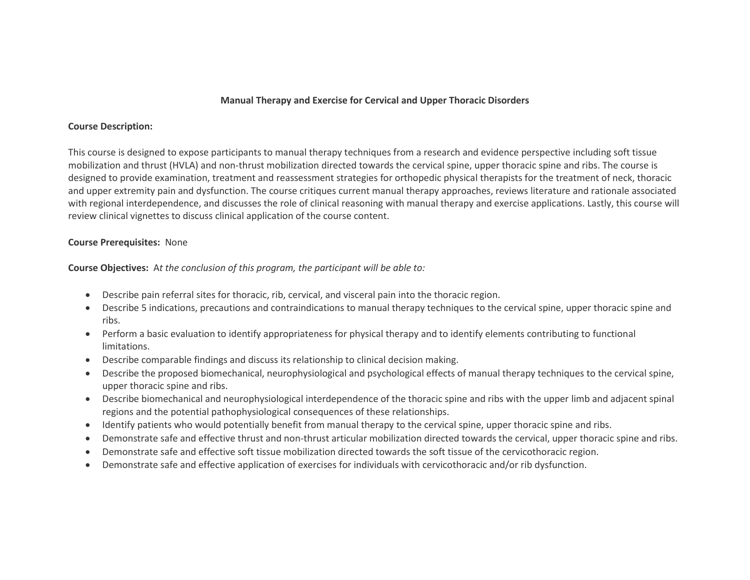# Manual Therapy and Exercise for Cervical and Upper Thoracic Disorders

**Course Description:**

This course is designed to expose participants to manual therapy techniques from a research and evidence perspective including soft tissue mobilization and thrust (HVLA) and non-thrust mobilization directed towards the cervical spine, upper thoracic spine and ribs. The course is designed to provide examination, treatment and reassessment strategies for orthopedic physical therapists for the treatment of neck, thoracic and upper extremity pain and dysfunction. The course critiques current manual therapy approaches, reviews literature and rationale associated with regional interdependence, and discusses the role of clinical reasoning with manual therapy and exercise applications. Lastly, this course will review clinical vignettes to discuss clinical application of the course content.

**Course Prerequisites:** None

**Course Objectives:** A*t the conclusion of this program, the participant will be able to:*

- Describe pain referral sites for thoracic, rib, cervical, and visceral pain into the thoracic region.
- Describe 5 indications, precautions and contraindications to manual therapy techniques to the cervical spine, upper thoracic spine and ribs.
- Perform a basic evaluation to identify appropriateness for physical therapy and to identify elements contributing to functional limitations.
- Describe comparable findings and discuss its relationship to clinical decision making.
- Describe the proposed biomechanical, neurophysiological and psychological effects of manual therapy techniques to the cervical spine, upper thoracic spine and ribs.
- Describe biomechanical and neurophysiological interdependence of the thoracic spine and ribs with the upper limb and adjacent spinal regions and the potential pathophysiological consequences of these relationships.
- Identify patients who would potentially benefit from manual therapy to the cervical spine, upper thoracic spine and ribs.
- Demonstrate safe and effective thrust and non-thrust articular mobilization directed towards the cervical, upper thoracic spine and ribs.
- Demonstrate safe and effective soft tissue mobilization directed towards the soft tissue of the cervicothoracic region.
- Demonstrate safe and effective application of exercises for individuals with cervicothoracic and/or rib dysfunction.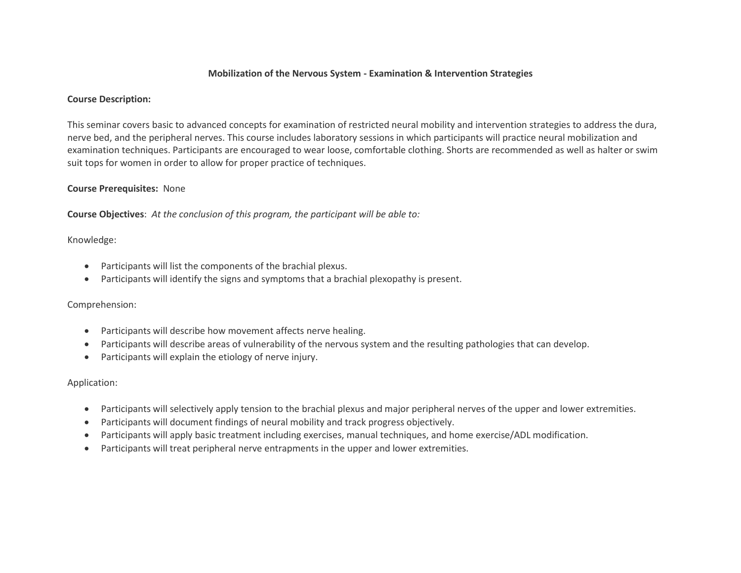# Mobilization of the Nervous System - Examination & Intervention Strategies

**Course Description:**

This seminar covers basic to advanced concepts for examination of restricted neural mobility and intervention strategies to address the dura, nerve bed, and the peripheral nerves. This course includes laboratory sessions in which participants will practice neural mobilization and examination techniques. Participants are encouraged to wear loose, comfortable clothing. Shorts are recommended as well as halter or swim suit tops for women in order to allow for proper practice of techniques.

**Course Prerequisites:** None

**Course Objectives**: *At the conclusion of this program, the participant will be able to:*

Knowledge:

- Participants will list the components of the brachial plexus.
- Participants will identify the signs and symptoms that a brachial plexopathy is present.

Comprehension:

- Participants will describe how movement affects nerve healing.
- Participants will describe areas of vulnerability of the nervous system and the resulting pathologies that can develop.
- Participants will explain the etiology of nerve injury.

Application:

- Participants will selectively apply tension to the brachial plexus and major peripheral nerves of the upper and lower extremities.
- Participants will document findings of neural mobility and track progress objectively.
- Participants will apply basic treatment including exercises, manual techniques, and home exercise/ADL modification.
- Participants will treat peripheral nerve entrapments in the upper and lower extremities.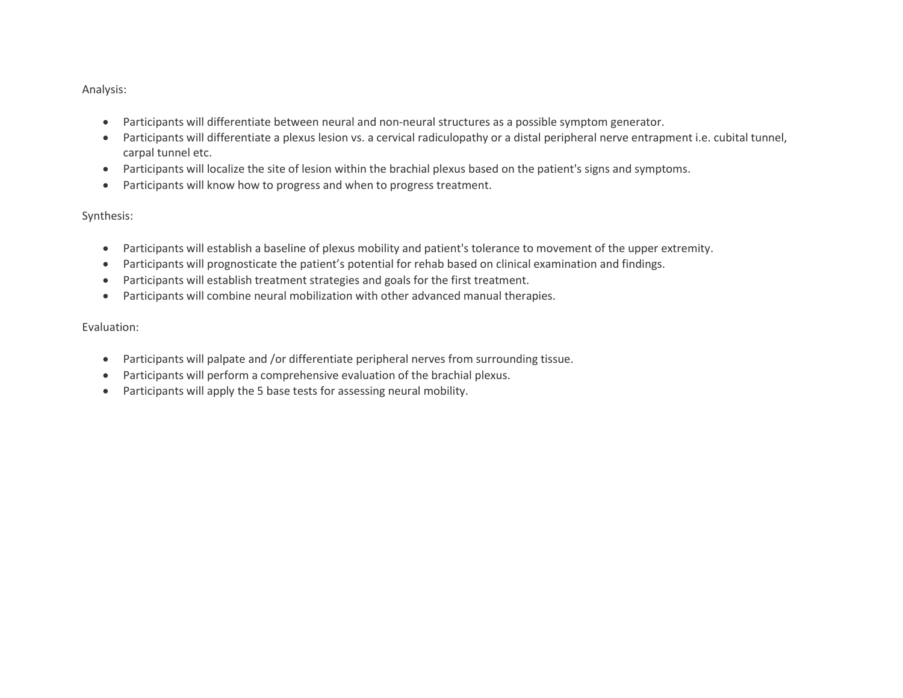Analysis:

- Participants will differentiate between neural and non-neural structures as a possible symptom generator.
- Participants will differentiate a plexus lesion vs. a cervical radiculopathy or a distal peripheral nerve entrapment i.e. cubital tunnel, carpal tunnel etc.
- Participants will localize the site of lesion within the brachial plexus based on the patient's signs and symptoms.
- Participants will know how to progress and when to progress treatment.

Synthesis:

- Participants will establish a baseline of plexus mobility and patient's tolerance to movement of the upper extremity.
- Participants will prognosticate the patient's potential for rehab based on clinical examination and findings.
- Participants will establish treatment strategies and goals for the first treatment.
- Participants will combine neural mobilization with other advanced manual therapies.

Evaluation:

- Participants will palpate and /or differentiate peripheral nerves from surrounding tissue.
- Participants will perform a comprehensive evaluation of the brachial plexus.
- Participants will apply the 5 base tests for assessing neural mobility.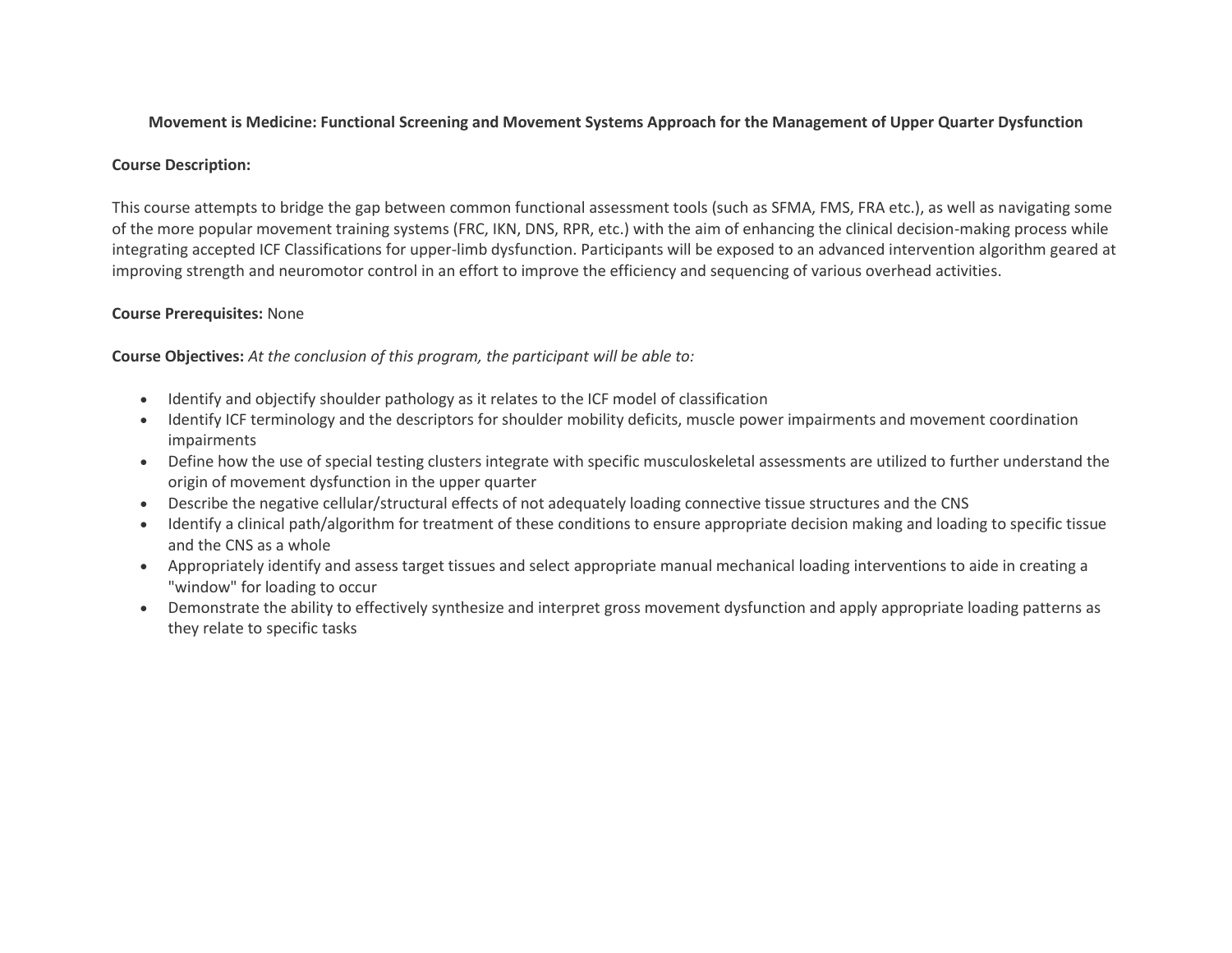**Movement is Medicine: Functional Screening and Movement Systems Approach for the Management of Upper Quarter Dysfunction**

**Course Description:**

This course attempts to bridge the gap between common functional assessment tools (such as SFMA, FMS, FRA etc.), as well as navigating some of the more popular movement training systems (FRC, IKN, DNS, RPR, etc.) with the aim of enhancing the clinical decision-making process while integrating accepted ICF Classifications for upper-limb dysfunction. Participants will be exposed to an advanced intervention algorithm geared at improving strength and neuromotor control in an effort to improve the efficiency and sequencing of various overhead activities.

**Course Prerequisites:** None

**Course Objectives:** *At the conclusion of this program, the participant will be able to:*

- Identify and objectify shoulder pathology as it relates to the ICF model of classification
- Identify ICF terminology and the descriptors for shoulder mobility deficits, muscle power impairments and movement coordination impairments
- Define how the use of special testing clusters integrate with specific musculoskeletal assessments are utilized to further understand the origin of movement dysfunction in the upper quarter
- Describe the negative cellular/structural effects of not adequately loading connective tissue structures and the CNS
- Identify a clinical path/algorithm for treatment of these conditions to ensure appropriate decision making and loading to specific tissue and the CNS as a whole
- Appropriately identify and assess target tissues and select appropriate manual mechanical loading interventions to aide in creating a "window" for loading to occur
- Demonstrate the ability to effectively synthesize and interpret gross movement dysfunction and apply appropriate loading patterns as they relate to specific tasks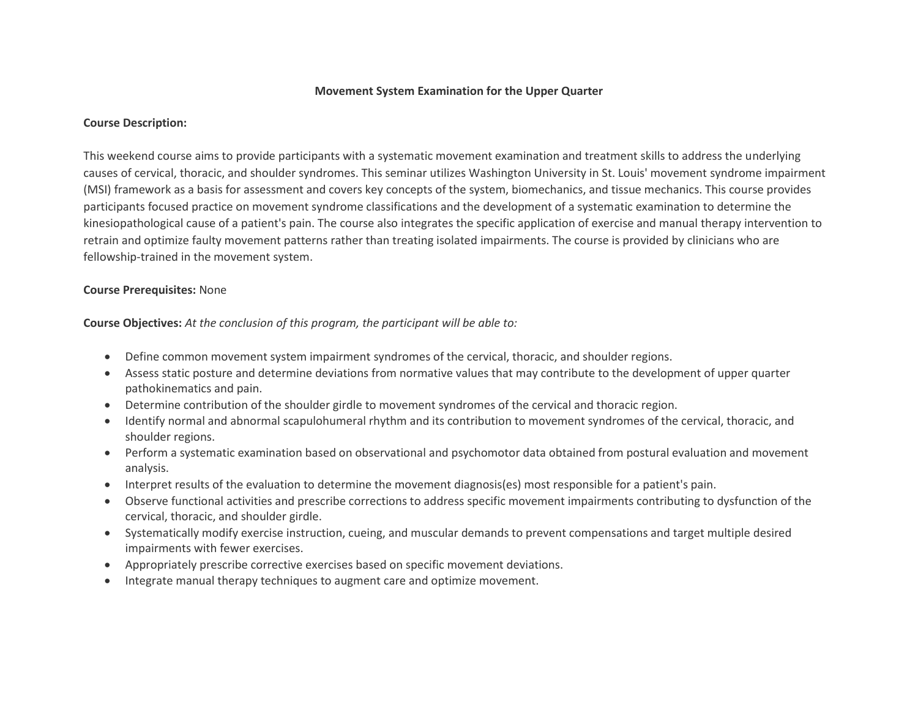## Movement System Examination for the Upper Quarter

**Course Description:**

This weekend course aims to provide participants with a systematic movement examination and treatment skills to address the underlying causes of cervical, thoracic, and shoulder syndromes. This seminar utilizes Washington University in St. Louis' movement syndrome impairment (MSI) framework as a basis for assessment and covers key concepts of the system, biomechanics, and tissue mechanics. This course provides participants focused practice on movement syndrome classifications and the development of a systematic examination to determine the kinesiopathological cause of a patient's pain. The course also integrates the specific application of exercise and manual therapy intervention to retrain and optimize faulty movement patterns rather than treating isolated impairments. The course is provided by clinicians who are fellowship-trained in the movement system.

**Course Prerequisites:** None

**Course Objectives:** *At the conclusion of this program, the participant will be able to:*

- Define common movement system impairment syndromes of the cervical, thoracic, and shoulder regions.
- Assess static posture and determine deviations from normative values that may contribute to the development of upper quarter pathokinematics and pain.
- Determine contribution of the shoulder girdle to movement syndromes of the cervical and thoracic region.
- Identify normal and abnormal scapulohumeral rhythm and its contribution to movement syndromes of the cervical, thoracic, and shoulder regions.
- Perform a systematic examination based on observational and psychomotor data obtained from postural evaluation and movement analysis.
- Interpret results of the evaluation to determine the movement diagnosis(es) most responsible for a patient's pain.
- Observe functional activities and prescribe corrections to address specific movement impairments contributing to dysfunction of the cervical, thoracic, and shoulder girdle.
- Systematically modify exercise instruction, cueing, and muscular demands to prevent compensations and target multiple desired impairments with fewer exercises.
- Appropriately prescribe corrective exercises based on specific movement deviations.
- Integrate manual therapy techniques to augment care and optimize movement.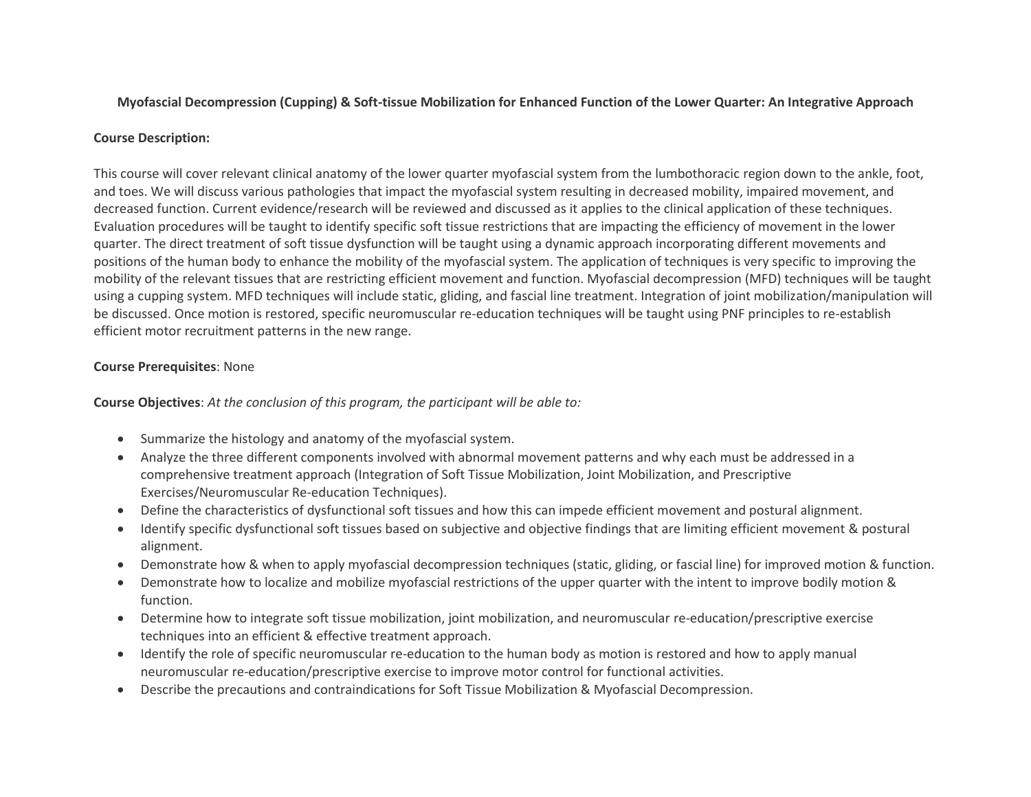**Myofascial Decompression (Cupping) & Soft-tissue Mobilization for Enhanced Function of the Lower Quarter: An Integrative Approach**

**Course Description:**

This course will cover relevant clinical anatomy of the lower quarter myofascial system from the lumbothoracic region down to the ankle, foot, and toes. We will discuss various pathologies that impact the myofascial system resulting in decreased mobility, impaired movement, and decreased function. Current evidence/research will be reviewed and discussed as it applies to the clinical application of these techniques. Evaluation procedures will be taught to identify specific soft tissue restrictions that are impacting the efficiency of movement in the lower quarter. The direct treatment of soft tissue dysfunction will be taught using a dynamic approach incorporating different movements and positions of the human body to enhance the mobility of the myofascial system. The application of techniques is very specific to improving the mobility of the relevant tissues that are restricting efficient movement and function. Myofascial decompression (MFD) techniques will be taught using a cupping system. MFD techniques will include static, gliding, and fascial line treatment. Integration of joint mobilization/manipulation will be discussed. Once motion is restored, specific neuromuscular re-education techniques will be taught using PNF principles to re-establish efficient motor recruitment patterns in the new range.

**Course Prerequisites**: None

**Course Objectives**: *At the conclusion of this program, the participant will be able to:*

- Summarize the histology and anatomy of the myofascial system.
- Analyze the three different components involved with abnormal movement patterns and why each must be addressed in a comprehensive treatment approach (Integration of Soft Tissue Mobilization, Joint Mobilization, and Prescriptive Exercises/Neuromuscular Re-education Techniques).
- Define the characteristics of dysfunctional soft tissues and how this can impede efficient movement and postural alignment.
- Identify specific dysfunctional soft tissues based on subjective and objective findings that are limiting efficient movement & postural alignment.
- Demonstrate how & when to apply myofascial decompression techniques (static, gliding, or fascial line) for improved motion & function.
- Demonstrate how to localize and mobilize myofascial restrictions of the upper quarter with the intent to improve bodily motion & function.
- Determine how to integrate soft tissue mobilization, joint mobilization, and neuromuscular re-education/prescriptive exercise techniques into an efficient & effective treatment approach.
- Identify the role of specific neuromuscular re-education to the human body as motion is restored and how to apply manual neuromuscular re-education/prescriptive exercise to improve motor control for functional activities.
- Describe the precautions and contraindications for Soft Tissue Mobilization & Myofascial Decompression.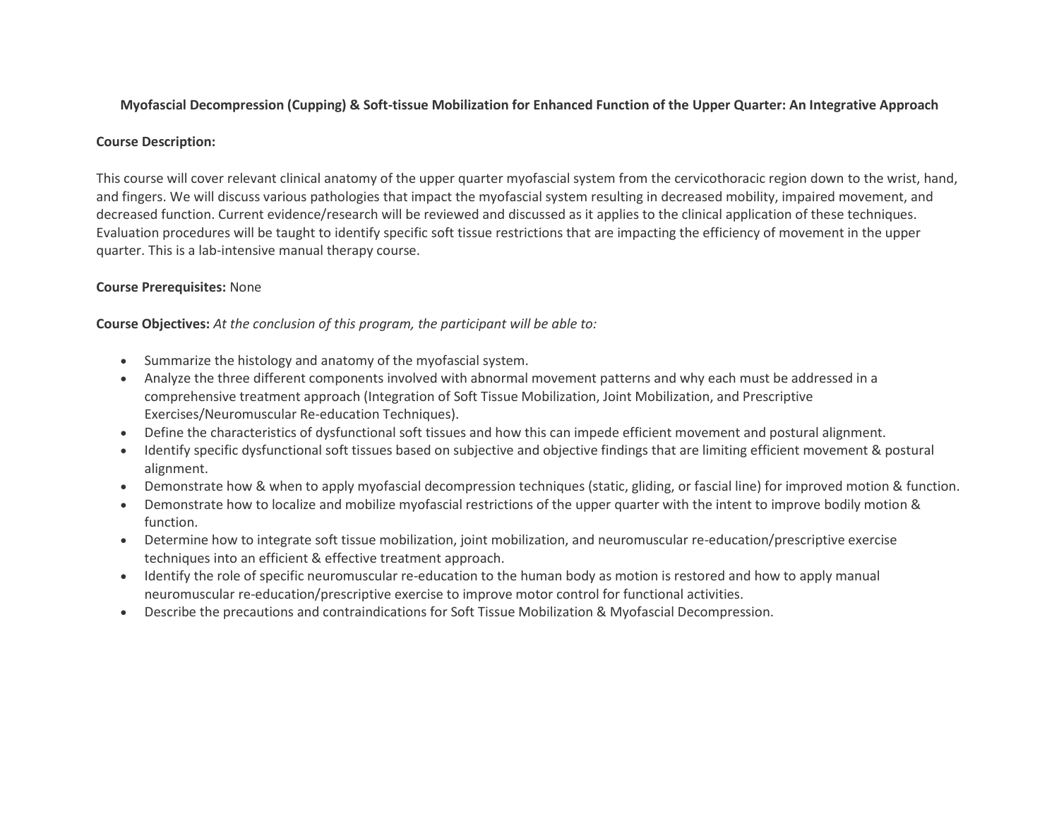**Myofascial Decompression (Cupping) & Soft-tissue Mobilization for Enhanced Function of the Upper Quarter: An Integrative Approach**

**Course Description:**

This course will cover relevant clinical anatomy of the upper quarter myofascial system from the cervicothoracic region down to the wrist, hand, and fingers. We will discuss various pathologies that impact the myofascial system resulting in decreased mobility, impaired movement, and decreased function. Current evidence/research will be reviewed and discussed as it applies to the clinical application of these techniques. Evaluation procedures will be taught to identify specific soft tissue restrictions that are impacting the efficiency of movement in the upper quarter. This is a lab-intensive manual therapy course.

**Course Prerequisites:** None

**Course Objectives:** *At the conclusion of this program, the participant will be able to:*

- Summarize the histology and anatomy of the myofascial system.
- Analyze the three different components involved with abnormal movement patterns and why each must be addressed in a comprehensive treatment approach (Integration of Soft Tissue Mobilization, Joint Mobilization, and Prescriptive Exercises/Neuromuscular Re-education Techniques).
- Define the characteristics of dysfunctional soft tissues and how this can impede efficient movement and postural alignment.
- Identify specific dysfunctional soft tissues based on subjective and objective findings that are limiting efficient movement & postural alignment.
- Demonstrate how & when to apply myofascial decompression techniques (static, gliding, or fascial line) for improved motion & function.
- Demonstrate how to localize and mobilize myofascial restrictions of the upper quarter with the intent to improve bodily motion & function.
- Determine how to integrate soft tissue mobilization, joint mobilization, and neuromuscular re-education/prescriptive exercise techniques into an efficient & effective treatment approach.
- Identify the role of specific neuromuscular re-education to the human body as motion is restored and how to apply manual neuromuscular re-education/prescriptive exercise to improve motor control for functional activities.
- Describe the precautions and contraindications for Soft Tissue Mobilization & Myofascial Decompression.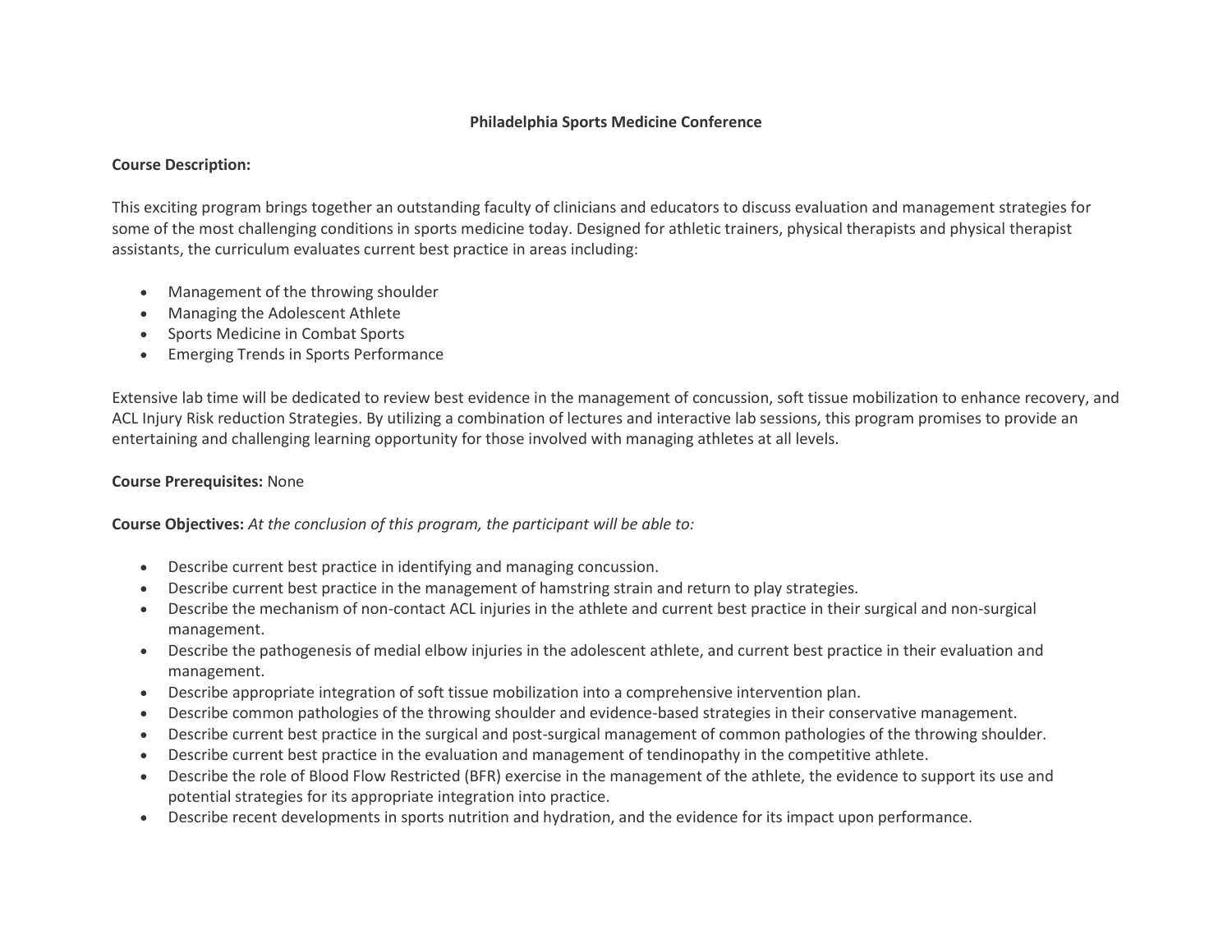**Philadelphia Sports Medicine Conference**

**Course Description:**

This exciting program brings together an outstanding faculty of clinicians and educators to discuss evaluation and management strategies for some of the most challenging conditions in sports medicine today. Designed for athletic trainers, physical therapists and physical therapist assistants, the curriculum evaluates current best practice in areas including:

- Management of the throwing shoulder
- Managing the Adolescent Athlete
- Sports Medicine in Combat Sports
- Emerging Trends in Sports Performance

Extensive lab time will be dedicated to review best evidence in the management of concussion, soft tissue mobilization to enhance recovery, and ACL Injury Risk reduction Strategies. By utilizing a combination of lectures and interactive lab sessions, this program promises to provide an entertaining and challenging learning opportunity for those involved with managing athletes at all levels.

**Course Prerequisites:** None

**Course Objectives:** *At the conclusion of this program, the participant will be able to:*

- Describe current best practice in identifying and managing concussion.
- Describe current best practice in the management of hamstring strain and return to play strategies.
- Describe the mechanism of non-contact ACL injuries in the athlete and current best practice in their surgical and non-surgical management.
- Describe the pathogenesis of medial elbow injuries in the adolescent athlete, and current best practice in their evaluation and management.
- Describe appropriate integration of soft tissue mobilization into a comprehensive intervention plan.
- Describe common pathologies of the throwing shoulder and evidence-based strategies in their conservative management.
- Describe current best practice in the surgical and post-surgical management of common pathologies of the throwing shoulder.
- Describe current best practice in the evaluation and management of tendinopathy in the competitive athlete.
- Describe the role of Blood Flow Restricted (BFR) exercise in the management of the athlete, the evidence to support its use and potential strategies for its appropriate integration into practice.
- Describe recent developments in sports nutrition and hydration, and the evidence for its impact upon performance.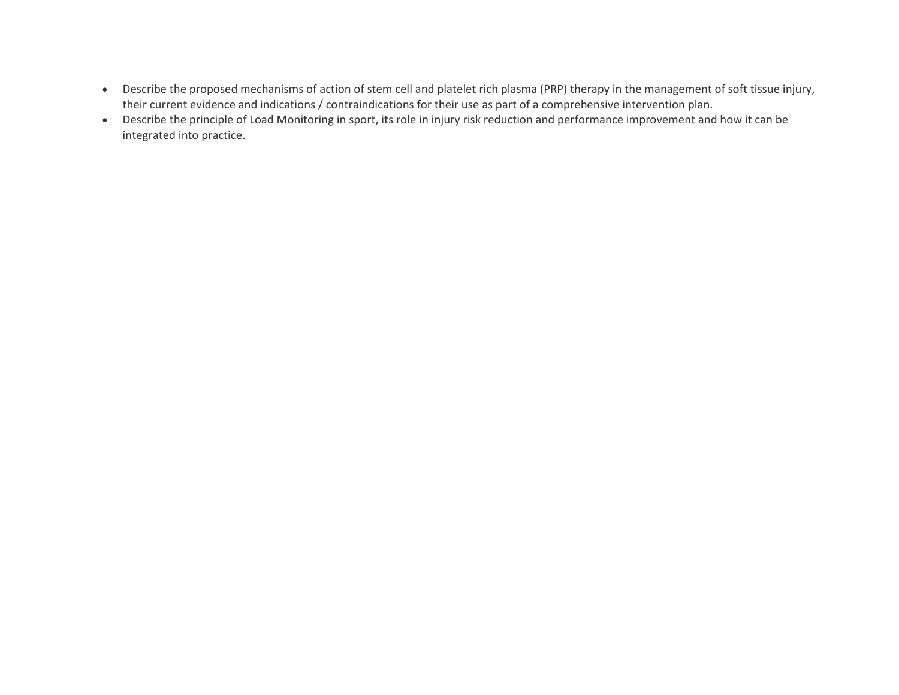- Describe the proposed mechanisms of action of stem cell and platelet rich plasma (PRP) therapy in the management of soft tissue injury, their current evidence and indications / contraindications for their use as part of a comprehensive intervention plan.
- Describe the principle of Load Monitoring in sport, its role in injury risk reduction and performance improvement and how it can be integrated into practice.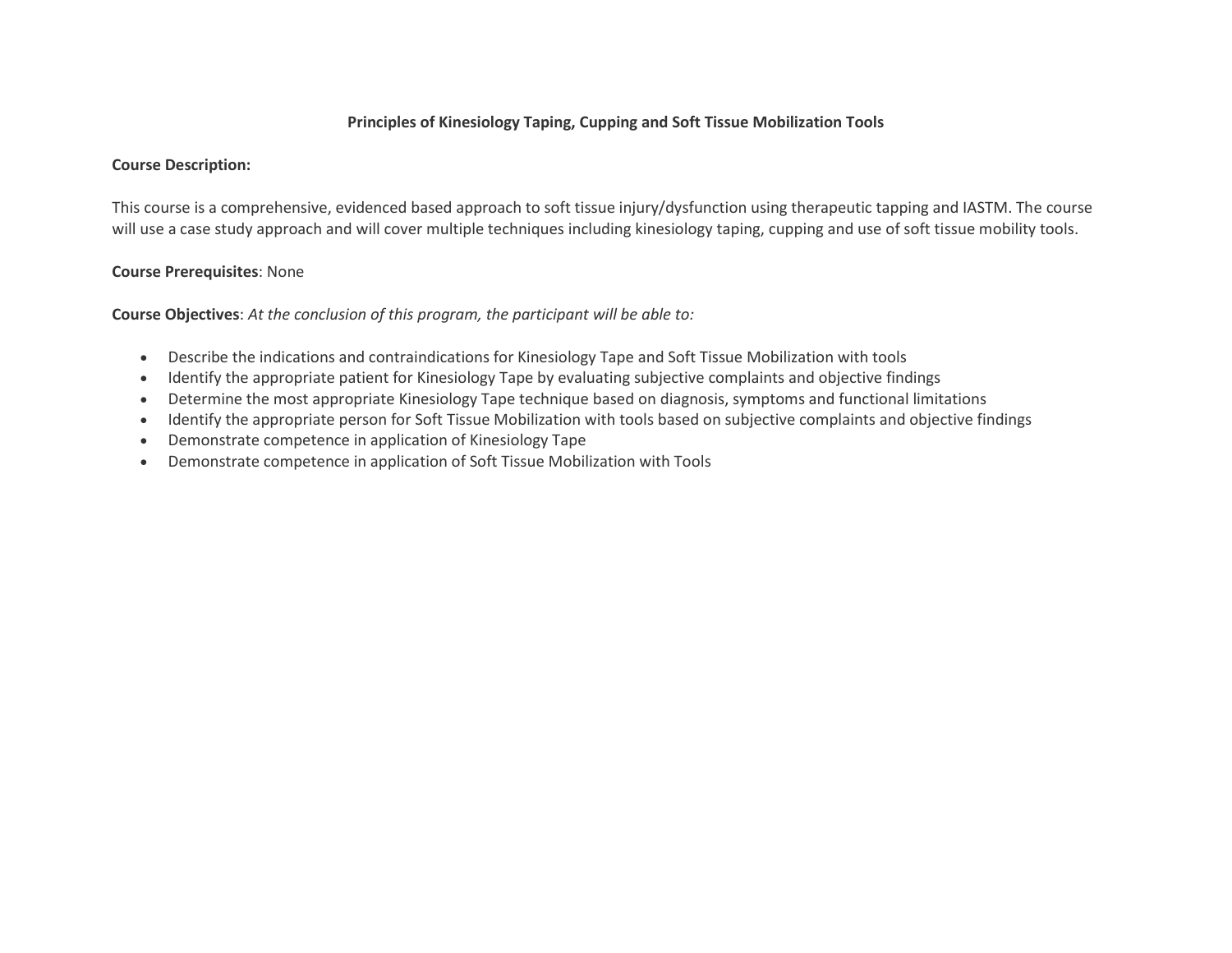**Principles of Kinesiology Taping, Cupping and Soft Tissue Mobilization Tools**

**Course Description:**

This course is a comprehensive, evidenced based approach to soft tissue injury/dysfunction using therapeutic tapping and IASTM. The course will use a case study approach and will cover multiple techniques including kinesiology taping, cupping and use of soft tissue mobility tools.

**Course Prerequisites**: None

**Course Objectives**: *At the conclusion of this program, the participant will be able to:*

- Describe the indications and contraindications for Kinesiology Tape and Soft Tissue Mobilization with tools
- Identify the appropriate patient for Kinesiology Tape by evaluating subjective complaints and objective findings
- Determine the most appropriate Kinesiology Tape technique based on diagnosis, symptoms and functional limitations
- Identify the appropriate person for Soft Tissue Mobilization with tools based on subjective complaints and objective findings
- Demonstrate competence in application of Kinesiology Tape
- Demonstrate competence in application of Soft Tissue Mobilization with Tools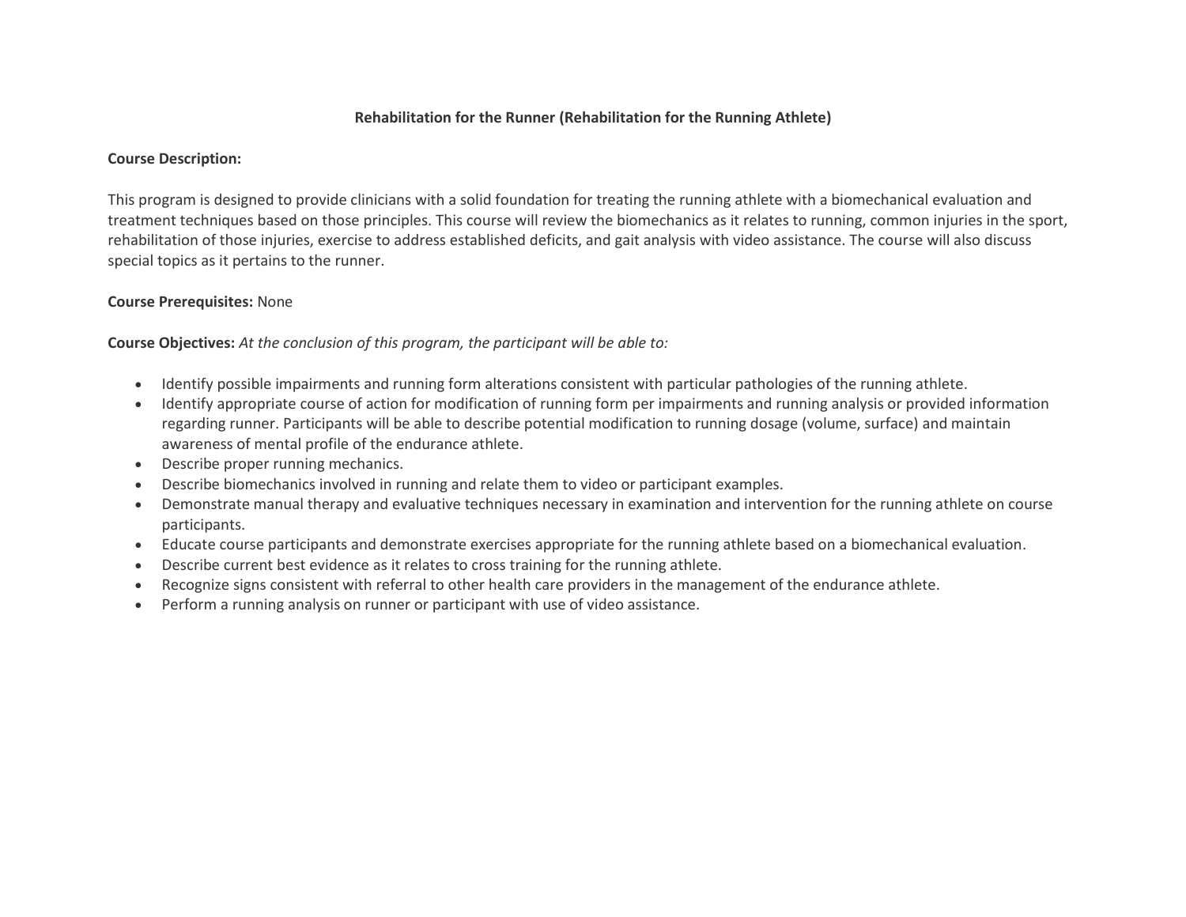**Rehabilitation for the Runner (Rehabilitation for the Running Athlete)**

**Course Description:**

This program is designed to provide clinicians with a solid foundation for treating the running athlete with a biomechanical evaluation and treatment techniques based on those principles. This course will review the biomechanics as it relates to running, common injuries in the sport, rehabilitation of those injuries, exercise to address established deficits, and gait analysis with video assistance. The course will also discuss special topics as it pertains to the runner.

**Course Prerequisites:** None

**Course Objectives:** *At the conclusion of this program, the participant will be able to:*

- Identify possible impairments and running form alterations consistent with particular pathologies of the running athlete.
- Identify appropriate course of action for modification of running form per impairments and running analysis or provided information regarding runner. Participants will be able to describe potential modification to running dosage (volume, surface) and maintain awareness of mental profile of the endurance athlete.
- Describe proper running mechanics.
- Describe biomechanics involved in running and relate them to video or participant examples.
- Demonstrate manual therapy and evaluative techniques necessary in examination and intervention for the running athlete on course participants.
- Educate course participants and demonstrate exercises appropriate for the running athlete based on a biomechanical evaluation.
- Describe current best evidence as it relates to cross training for the running athlete.
- Recognize signs consistent with referral to other health care providers in the management of the endurance athlete.
- Perform a running analysis on runner or participant with use of video assistance.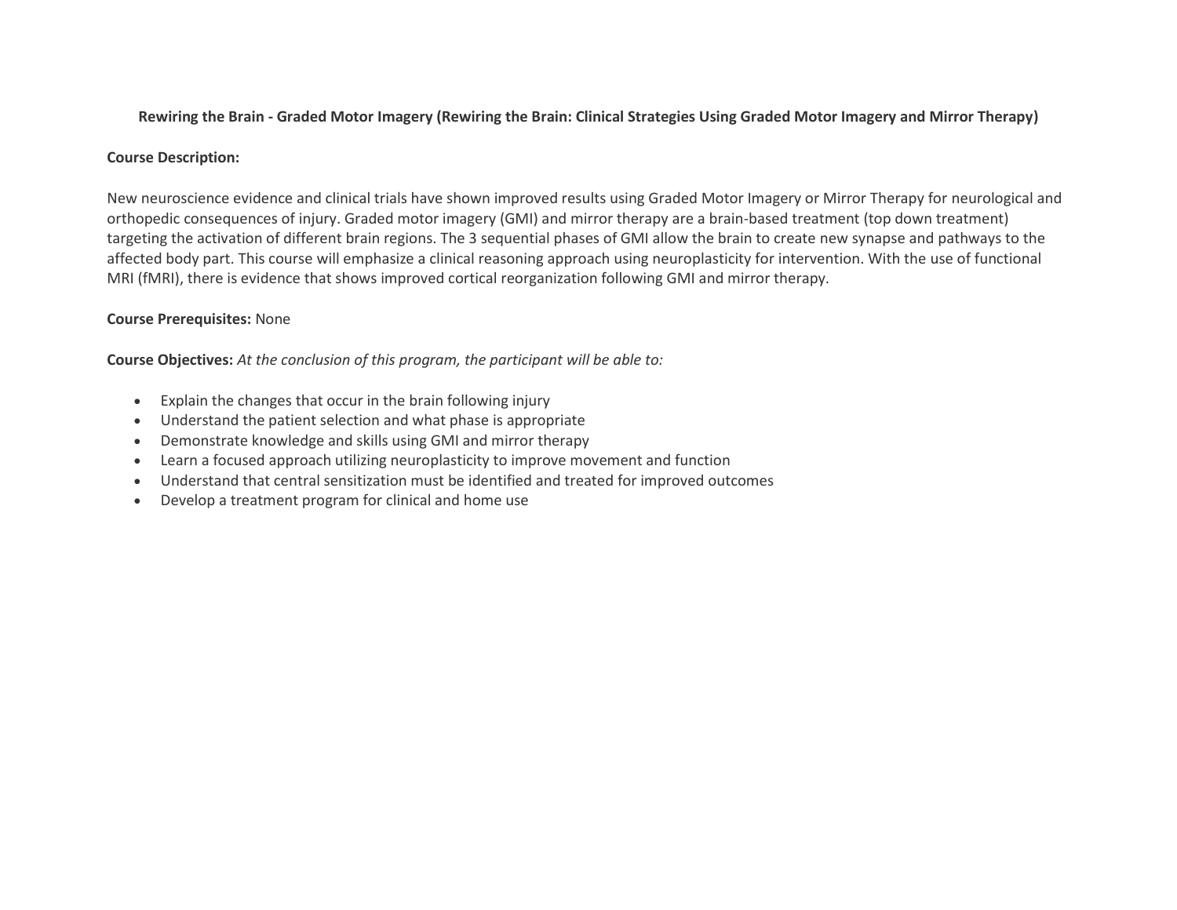**Rewiring the Brain - Graded Motor Imagery (Rewiring the Brain: Clinical Strategies Using Graded Motor Imagery and Mirror Therapy)**

**Course Description:**

New neuroscience evidence and clinical trials have shown improved results using Graded Motor Imagery or Mirror Therapy for neurological and orthopedic consequences of injury. Graded motor imagery (GMI) and mirror therapy are a brain-based treatment (top down treatment) targeting the activation of different brain regions. The 3 sequential phases of GMI allow the brain to create new synapse and pathways to the affected body part. This course will emphasize a clinical reasoning approach using neuroplasticity for intervention. With the use of functional MRI (fMRI), there is evidence that shows improved cortical reorganization following GMI and mirror therapy.

**Course Prerequisites:** None

**Course Objectives:** *At the conclusion of this program, the participant will be able to:*

- Explain the changes that occur in the brain following injury
- Understand the patient selection and what phase is appropriate
- Demonstrate knowledge and skills using GMI and mirror therapy
- Learn a focused approach utilizing neuroplasticity to improve movement and function
- Understand that central sensitization must be identified and treated for improved outcomes
- Develop a treatment program for clinical and home use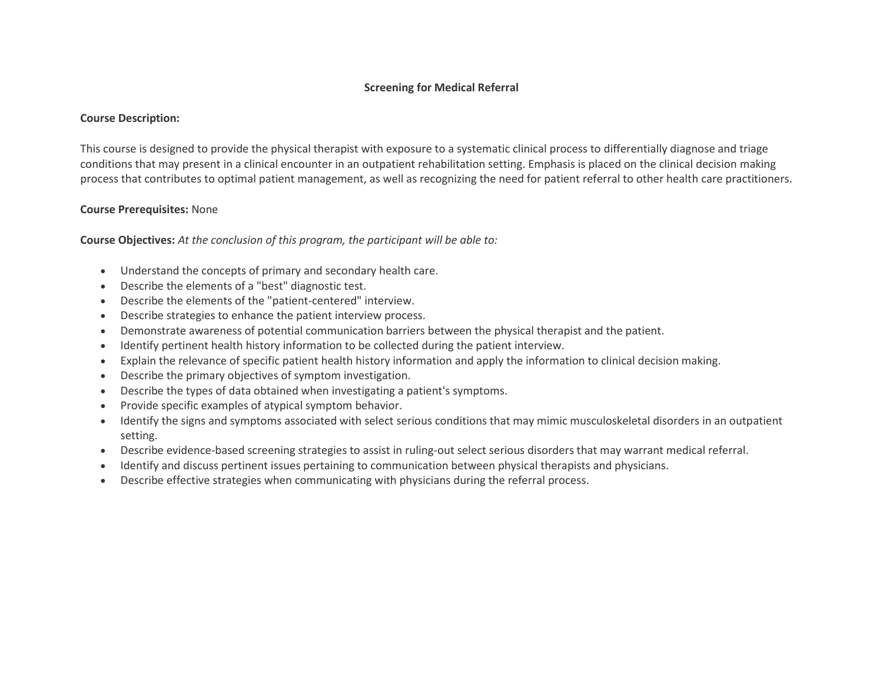## Screening for Medical Referral

**Course Description:**

This course is designed to provide the physical therapist with exposure to a systematic clinical process to differentially diagnose and triage conditions that may present in a clinical encounter in an outpatient rehabilitation setting. Emphasis is placed on the clinical decision making process that contributes to optimal patient management, as well as recognizing the need for patient referral to other health care practitioners.

**Course Prerequisites:** None

**Course Objectives:** *At the conclusion of this program, the participant will be able to:*

- Understand the concepts of primary and secondary health care.
- Describe the elements of a "best" diagnostic test.
- Describe the elements of the "patient-centered" interview.
- Describe strategies to enhance the patient interview process.
- Demonstrate awareness of potential communication barriers between the physical therapist and the patient.
- Identify pertinent health history information to be collected during the patient interview.
- Explain the relevance of specific patient health history information and apply the information to clinical decision making.
- Describe the primary objectives of symptom investigation.
- Describe the types of data obtained when investigating a patient's symptoms.
- Provide specific examples of atypical symptom behavior.
- Identify the signs and symptoms associated with select serious conditions that may mimic musculoskeletal disorders in an outpatient setting.
- Describe evidence-based screening strategies to assist in ruling-out select serious disorders that may warrant medical referral.
- Identify and discuss pertinent issues pertaining to communication between physical therapists and physicians.
- Describe effective strategies when communicating with physicians during the referral process.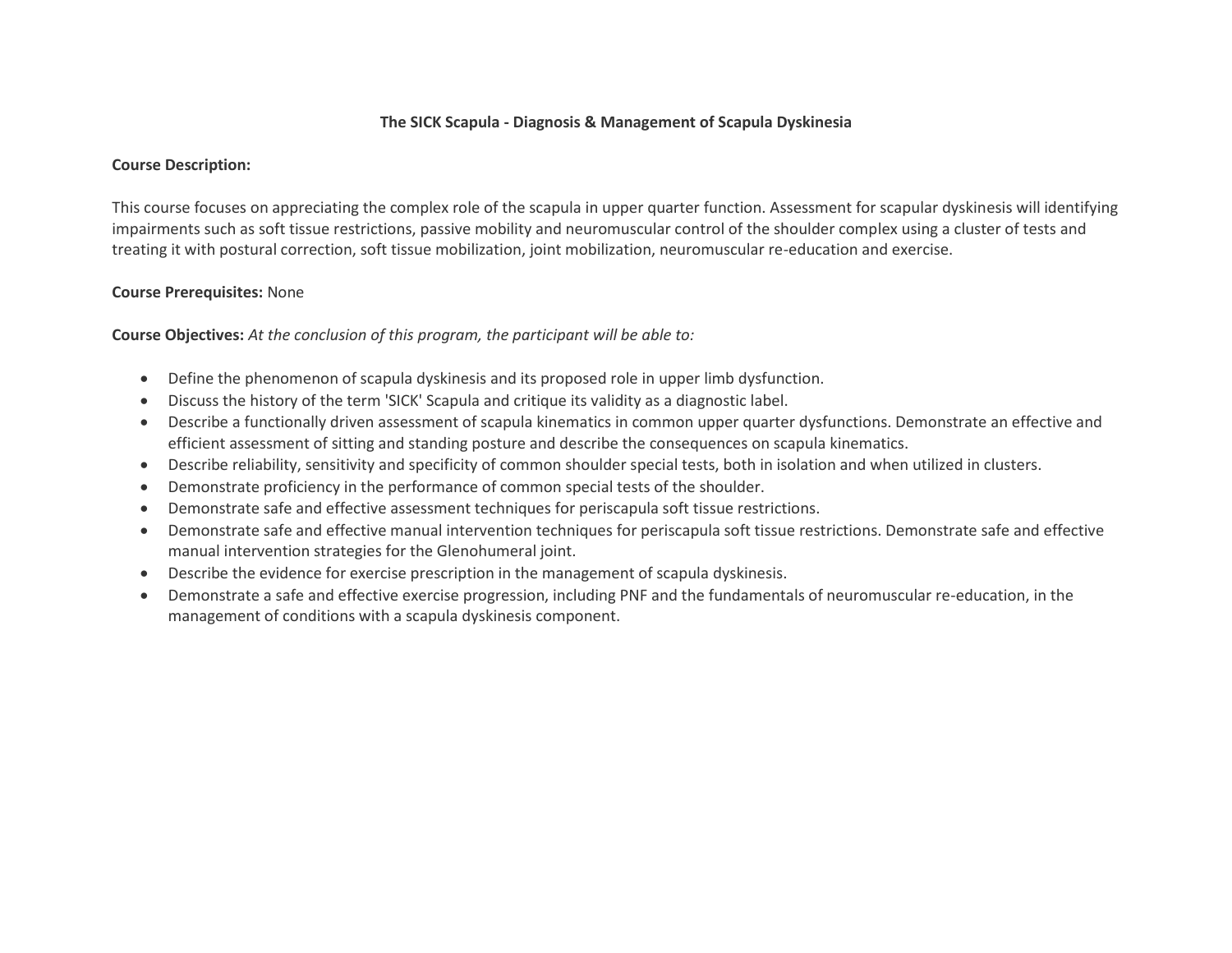**The SICK Scapula - Diagnosis & Management of Scapula Dyskinesia**

**Course Description:**

This course focuses on appreciating the complex role of the scapula in upper quarter function. Assessment for scapular dyskinesis will identifying impairments such as soft tissue restrictions, passive mobility and neuromuscular control of the shoulder complex using a cluster of tests and treating it with postural correction, soft tissue mobilization, joint mobilization, neuromuscular re-education and exercise.

**Course Prerequisites:** None

**Course Objectives:** *At the conclusion of this program, the participant will be able to:*

- Define the phenomenon of scapula dyskinesia and its proposed role in upper limb dysfunction.
- Discuss the history of the term 'SICK' Scapula and critique its validity as a diagnostic label.
- Describe a functionally driven assessment of scapula kinematics in common upper quarter dysfunctions. Demonstrate an effective and efficient assessment of sitting and standing posture and describe the consequences on scapula kinematics.
- Describe reliability, sensitivity and specificity of common shoulder special tests, both in isolation and when utilized in clusters.
- Demonstrate proficiency in the performance of common special tests of the shoulder.
- Demonstrate safe and effective assessment techniques for periscapula soft tissue restrictions.
- Demonstrate safe and effective manual intervention techniques for periscapula soft tissue restrictions. Demonstrate safe and effective manual intervention strategies for the Glenohumeral joint.
- Describe the evidence for exercise prescription in the management of scapula dyskinesia.
- Demonstrate a safe and effective exercise progression, including PNF and the fundamentals of neuromuscular re-education, in the management of conditions with a scapula dyskinesia component.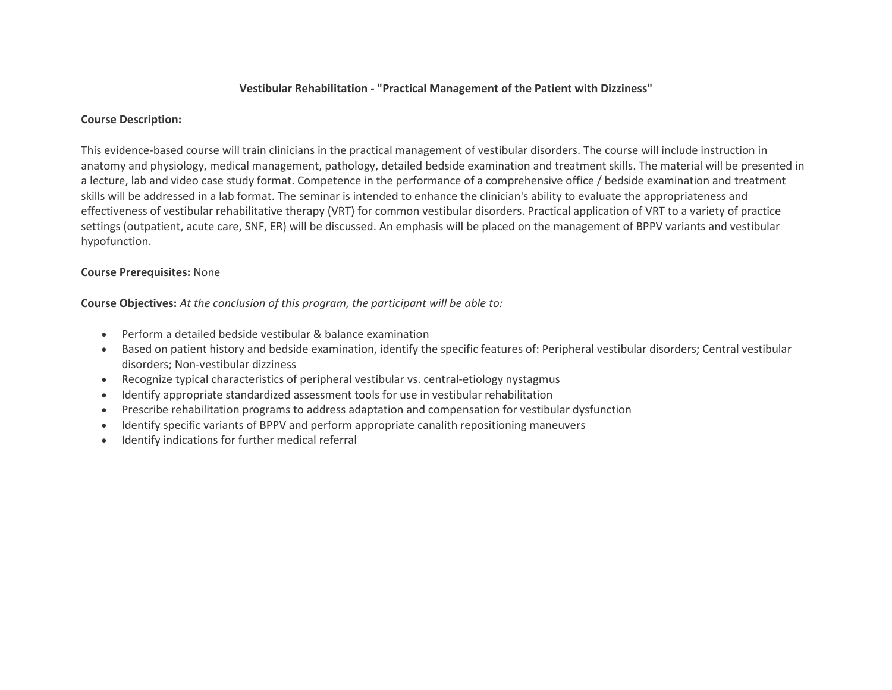**Vestibular Rehabilitation - "Practical Management of the Patient with Dizziness"**

**Course Description:**

This evidence-based course will train clinicians in the practical management of vestibular disorders. The course will include instruction in anatomy and physiology, medical management, pathology, detailed bedside examination and treatment skills. The material will be presented in a lecture, lab and video case study format. Competence in the performance of a comprehensive office / bedside examination and treatment skills will be addressed in a lab format. The seminar is intended to enhance the clinician's ability to evaluate the appropriateness and effectiveness of vestibular rehabilitative therapy (VRT) for common vestibular disorders. Practical application of VRT to a variety of practice settings (outpatient, acute care, SNF, ER) will be discussed. An emphasis will be placed on the management of BPPV variants and vestibular hypofunction.

**Course Prerequisites:** None

**Course Objectives:** *At the conclusion of this program, the participant will be able to:*

- Perform a detailed bedside vestibular & balance examination
- Based on patient history and bedside examination, identify the specific features of: Peripheral vestibular disorders; Central vestibular disorders; Non-vestibular dizziness
- Recognize typical characteristics of peripheral vestibular vs. central-etiology nystagmus
- Identify appropriate standardized assessment tools for use in vestibular rehabilitation
- Prescribe rehabilitation programs to address adaptation and compensation for vestibular dysfunction
- Identify specific variants of BPPV and perform appropriate canalith repositioning maneuvers
- Identify indications for further medical referral